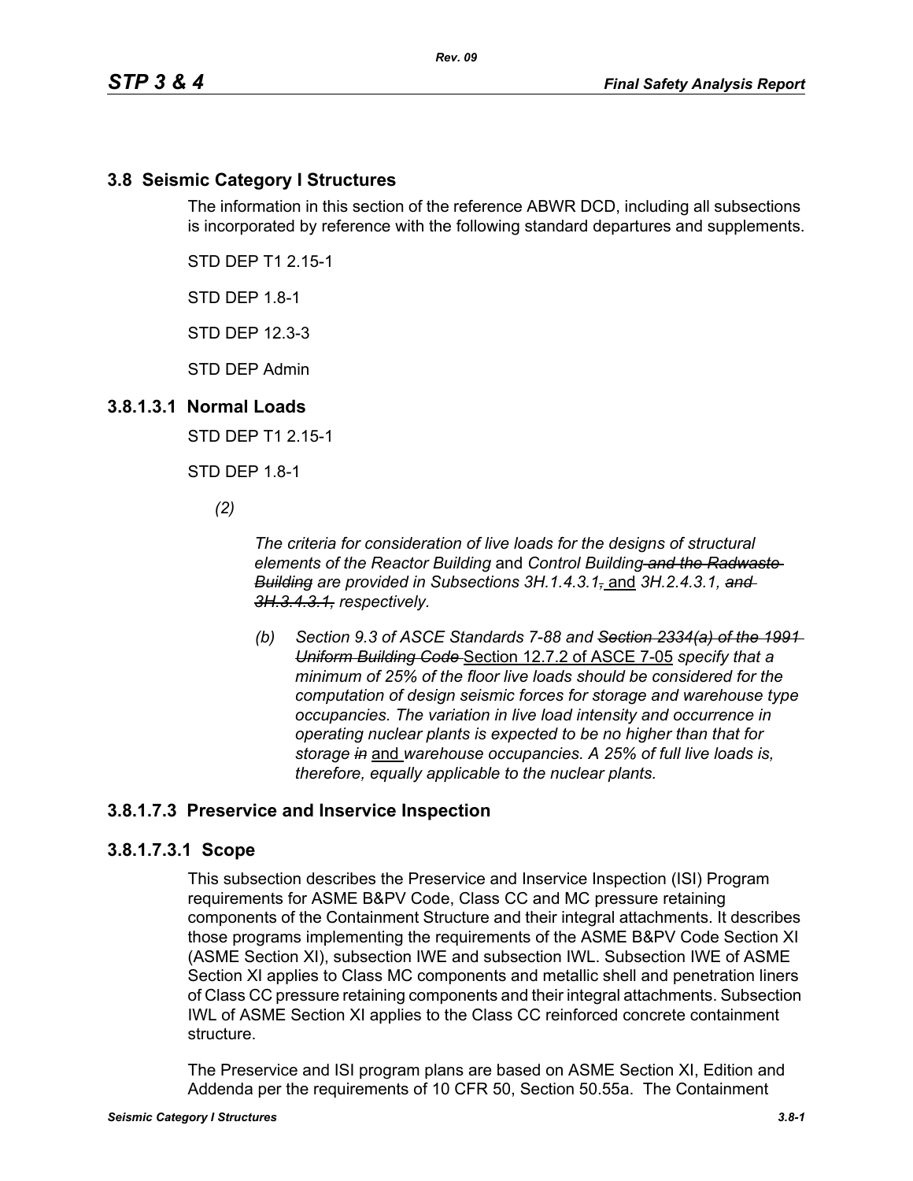## 3.8 Seismic Category I Structures

The information in this section of the reference ABWR DCD, including all subsections is incorporated by reference with the following standard departures and supplements.

STD DEP T1 2.15-1

STD DEP 1.8-1

STD DEP 12.3-3

STD DEP Admin

### 3.8.1.3.1 Normal Loads

STD DEP T1 2.15-1

STD DEP 1.8-1

*(2)*

*The criteria for consideration of live loads for the designs of structural elements of the Reactor Building* and *Control Building ~~and the Radwaste Building~~ are provided in Subsections 3H.1.4.3.1~~,~~* and *3H.2.4.3.1, ~~and 3H.3.4.3.1,~~ respectively*.

*(b) Section 9.3 of ASCE Standards 7-88 and ~~Section 2334(a) of the 1991 Uniform Building Code~~* Section 12.7.2 of ASCE 7-05 *specify that a minimum of 25% of the floor live loads should be considered for the computation of design seismic forces for storage and warehouse type occupancies. The variation in live load intensity and occurrence in operating nuclear plants is expected to be no higher than that for storage ~~in~~* and *warehouse occupancies. A 25% of full live loads is, therefore, equally applicable to the nuclear plants.*

### 3.8.1.7.3 Preservice and Inservice Inspection

#### 3.8.1.7.3.1 Scope

This subsection describes the Preservice and Inservice Inspection (ISI) Program requirements for ASME B&PV Code, Class CC and MC pressure retaining components of the Containment Structure and their integral attachments. It describes those programs implementing the requirements of the ASME B&PV Code Section XI (ASME Section XI), subsection IWE and subsection IWL. Subsection IWE of ASME Section XI applies to Class MC components and metallic shell and penetration liners of Class CC pressure retaining components and their integral attachments. Subsection IWL of ASME Section XI applies to the Class CC reinforced concrete containment structure.

The Preservice and ISI program plans are based on ASME Section XI, Edition and Addenda per the requirements of 10 CFR 50, Section 50.55a. The Containment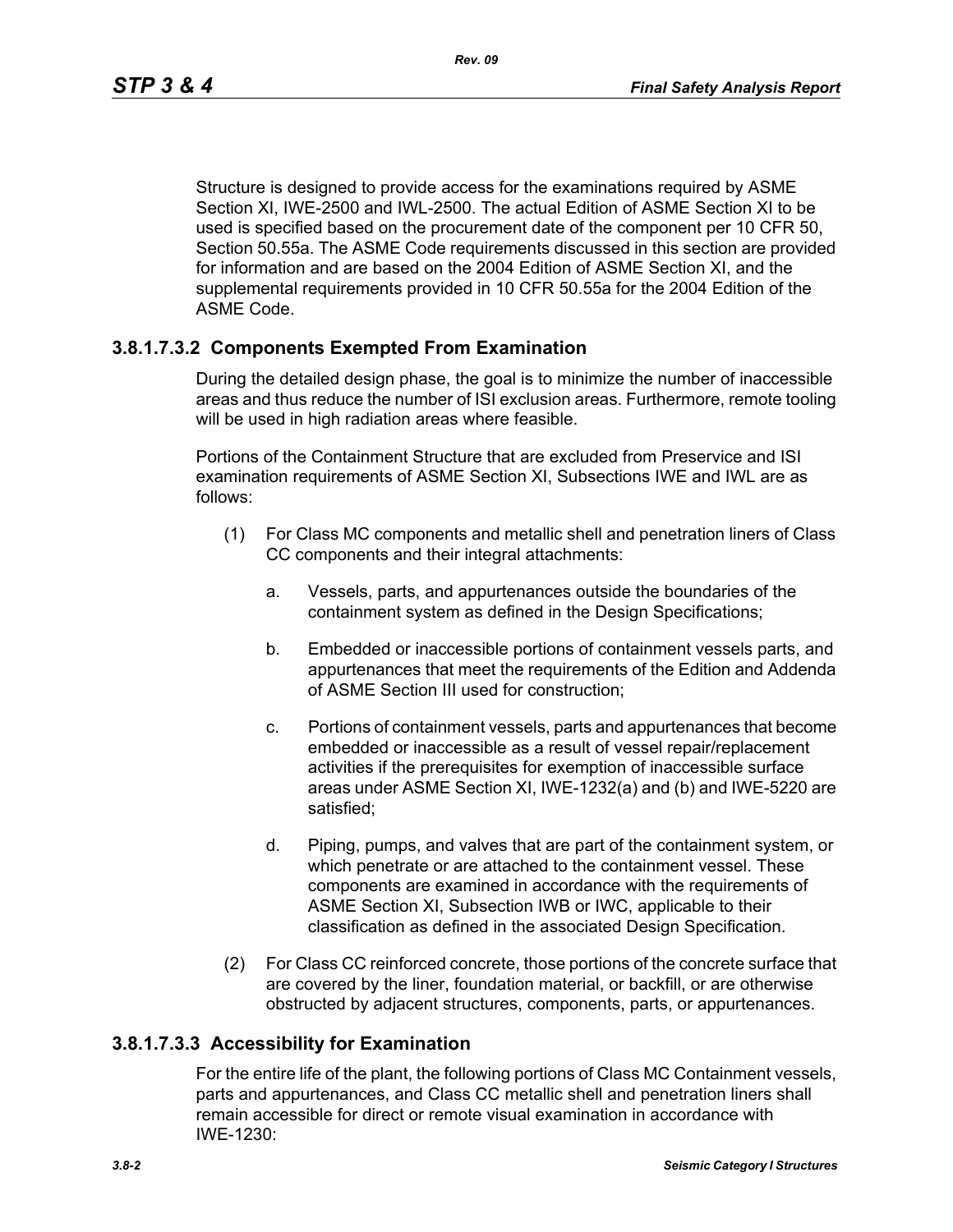Structure is designed to provide access for the examinations required by ASME Section XI, IWE-2500 and IWL-2500. The actual Edition of ASME Section XI to be used is specified based on the procurement date of the component per 10 CFR 50, Section 50.55a. The ASME Code requirements discussed in this section are provided for information and are based on the 2004 Edition of ASME Section XI, and the supplemental requirements provided in 10 CFR 50.55a for the 2004 Edition of the ASME Code.

### 3.8.1.7.3.2 Components Exempted From Examination

During the detailed design phase, the goal is to minimize the number of inaccessible areas and thus reduce the number of ISI exclusion areas. Furthermore, remote tooling will be used in high radiation areas where feasible.

Portions of the Containment Structure that are excluded from Preservice and ISI examination requirements of ASME Section XI, Subsections IWE and IWL are as follows:

(1) For Class MC components and metallic shell and penetration liners of Class CC components and their integral attachments:

   a. Vessels, parts, and appurtenances outside the boundaries of the containment system as defined in the Design Specifications;

   b. Embedded or inaccessible portions of containment vessels parts, and appurtenances that meet the requirements of the Edition and Addenda of ASME Section III used for construction;

   c. Portions of containment vessels, parts and appurtenances that become embedded or inaccessible as a result of vessel repair/replacement activities if the prerequisites for exemption of inaccessible surface areas under ASME Section XI, IWE-1232(a) and (b) and IWE-5220 are satisfied;

   d. Piping, pumps, and valves that are part of the containment system, or which penetrate or are attached to the containment vessel. These components are examined in accordance with the requirements of ASME Section XI, Subsection IWB or IWC, applicable to their classification as defined in the associated Design Specification.

(2) For Class CC reinforced concrete, those portions of the concrete surface that are covered by the liner, foundation material, or backfill, or are otherwise obstructed by adjacent structures, components, parts, or appurtenances.

### 3.8.1.7.3.3 Accessibility for Examination

For the entire life of the plant, the following portions of Class MC Containment vessels, parts and appurtenances, and Class CC metallic shell and penetration liners shall remain accessible for direct or remote visual examination in accordance with IWE-1230: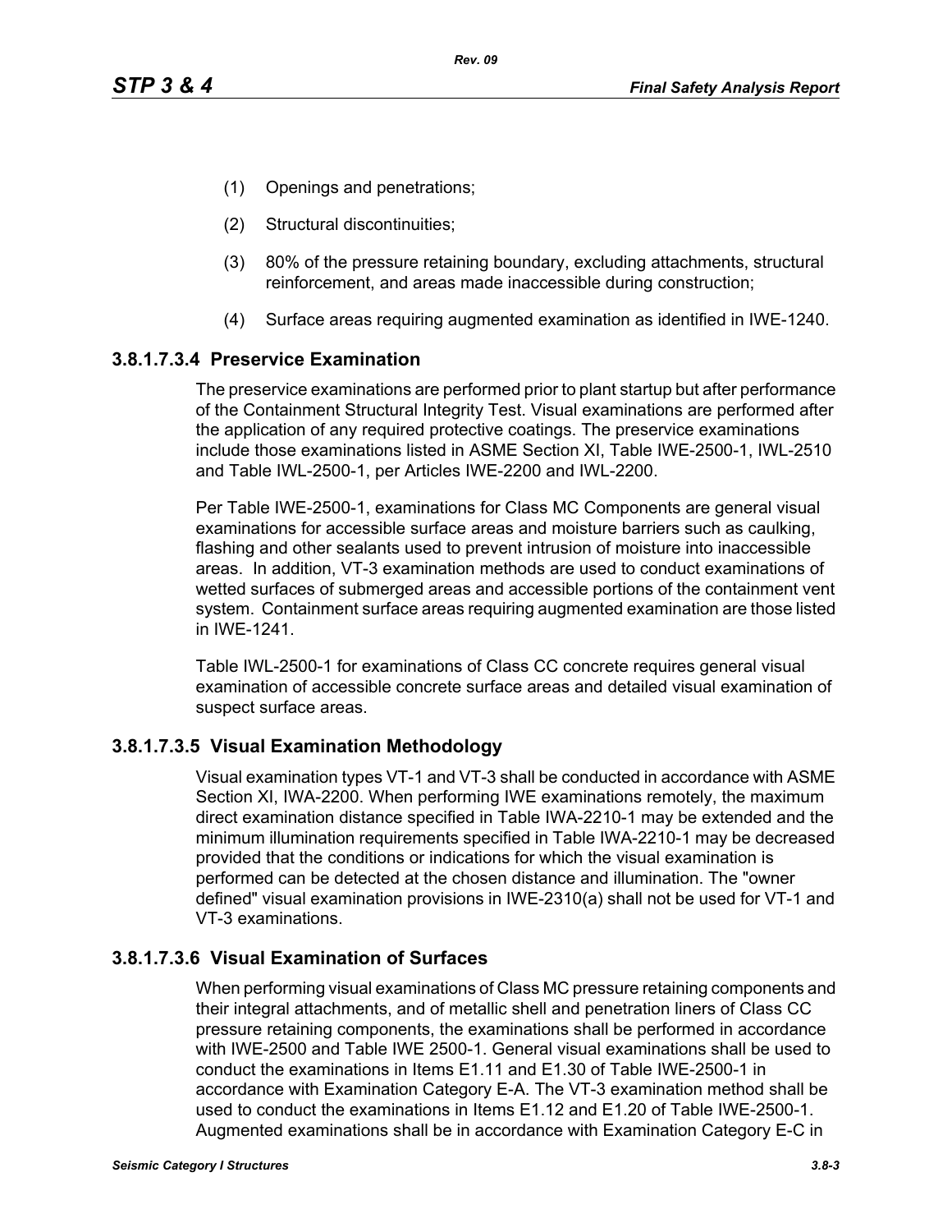(1) Openings and penetrations;

(2) Structural discontinuities;

(3) 80% of the pressure retaining boundary, excluding attachments, structural reinforcement, and areas made inaccessible during construction;

(4) Surface areas requiring augmented examination as identified in IWE-1240.

### 3.8.1.7.3.4 Preservice Examination

The preservice examinations are performed prior to plant startup but after performance of the Containment Structural Integrity Test. Visual examinations are performed after the application of any required protective coatings. The preservice examinations include those examinations listed in ASME Section XI, Table IWE-2500-1, IWL-2510 and Table IWL-2500-1, per Articles IWE-2200 and IWL-2200.

Per Table IWE-2500-1, examinations for Class MC Components are general visual examinations for accessible surface areas and moisture barriers such as caulking, flashing and other sealants used to prevent intrusion of moisture into inaccessible areas. In addition, VT-3 examination methods are used to conduct examinations of wetted surfaces of submerged areas and accessible portions of the containment vent system. Containment surface areas requiring augmented examination are those listed in IWE-1241.

Table IWL-2500-1 for examinations of Class CC concrete requires general visual examination of accessible concrete surface areas and detailed visual examination of suspect surface areas.

### 3.8.1.7.3.5 Visual Examination Methodology

Visual examination types VT-1 and VT-3 shall be conducted in accordance with ASME Section XI, IWA-2200. When performing IWE examinations remotely, the maximum direct examination distance specified in Table IWA-2210-1 may be extended and the minimum illumination requirements specified in Table IWA-2210-1 may be decreased provided that the conditions or indications for which the visual examination is performed can be detected at the chosen distance and illumination. The "owner defined" visual examination provisions in IWE-2310(a) shall not be used for VT-1 and VT-3 examinations.

### 3.8.1.7.3.6 Visual Examination of Surfaces

When performing visual examinations of Class MC pressure retaining components and their integral attachments, and of metallic shell and penetration liners of Class CC pressure retaining components, the examinations shall be performed in accordance with IWE-2500 and Table IWE 2500-1. General visual examinations shall be used to conduct the examinations in Items E1.11 and E1.30 of Table IWE-2500-1 in accordance with Examination Category E-A. The VT-3 examination method shall be used to conduct the examinations in Items E1.12 and E1.20 of Table IWE-2500-1. Augmented examinations shall be in accordance with Examination Category E-C in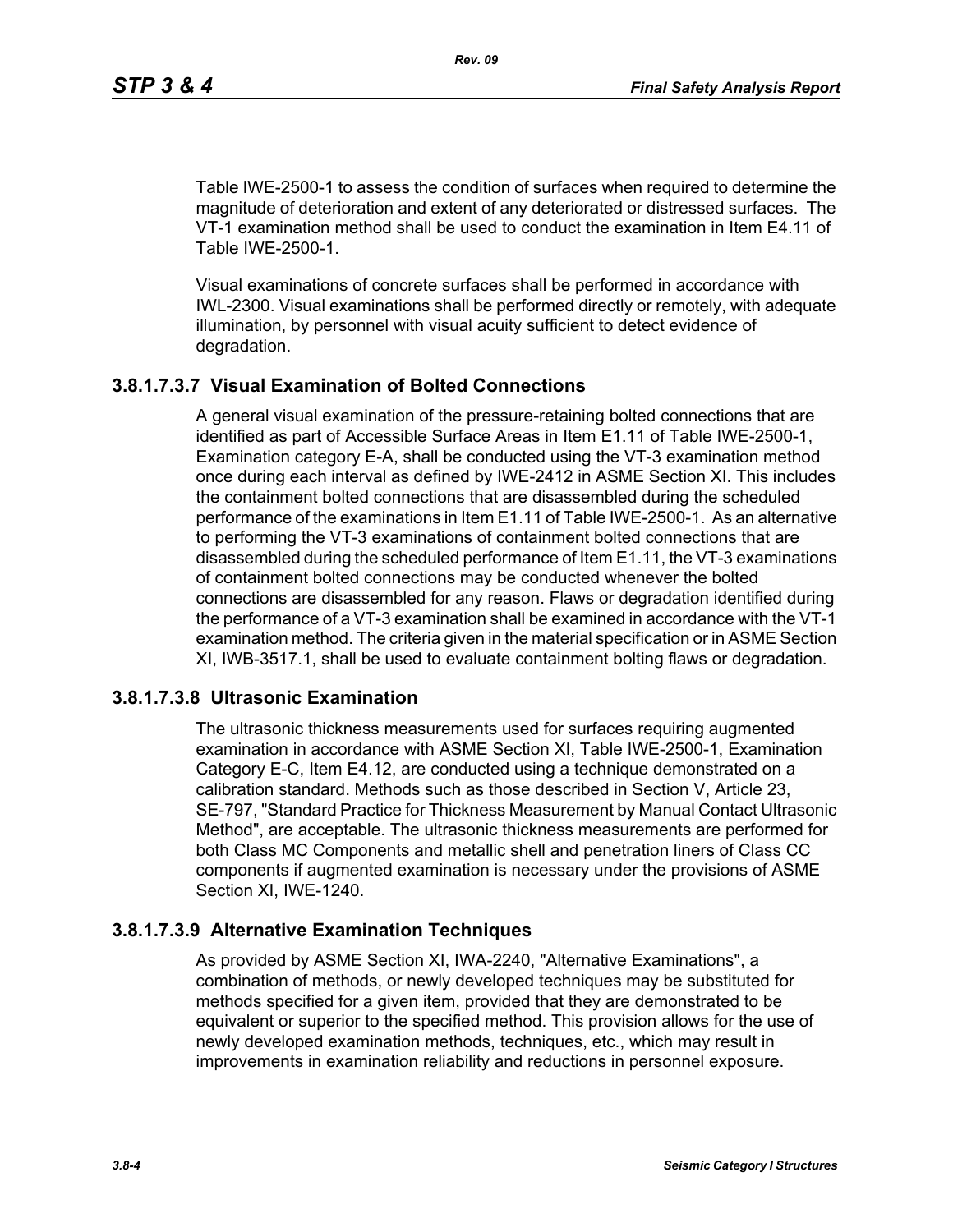Table IWE-2500-1 to assess the condition of surfaces when required to determine the magnitude of deterioration and extent of any deteriorated or distressed surfaces. The VT-1 examination method shall be used to conduct the examination in Item E4.11 of Table IWE-2500-1.

Visual examinations of concrete surfaces shall be performed in accordance with IWL-2300. Visual examinations shall be performed directly or remotely, with adequate illumination, by personnel with visual acuity sufficient to detect evidence of degradation.

#### 3.8.1.7.3.7 Visual Examination of Bolted Connections

A general visual examination of the pressure-retaining bolted connections that are identified as part of Accessible Surface Areas in Item E1.11 of Table IWE-2500-1, Examination category E-A, shall be conducted using the VT-3 examination method once during each interval as defined by IWE-2412 in ASME Section XI. This includes the containment bolted connections that are disassembled during the scheduled performance of the examinations in Item E1.11 of Table IWE-2500-1. As an alternative to performing the VT-3 examinations of containment bolted connections that are disassembled during the scheduled performance of Item E1.11, the VT-3 examinations of containment bolted connections may be conducted whenever the bolted connections are disassembled for any reason. Flaws or degradation identified during the performance of a VT-3 examination shall be examined in accordance with the VT-1 examination method. The criteria given in the material specification or in ASME Section XI, IWB-3517.1, shall be used to evaluate containment bolting flaws or degradation.

#### 3.8.1.7.3.8 Ultrasonic Examination

The ultrasonic thickness measurements used for surfaces requiring augmented examination in accordance with ASME Section XI, Table IWE-2500-1, Examination Category E-C, Item E4.12, are conducted using a technique demonstrated on a calibration standard. Methods such as those described in Section V, Article 23, SE-797, "Standard Practice for Thickness Measurement by Manual Contact Ultrasonic Method", are acceptable. The ultrasonic thickness measurements are performed for both Class MC Components and metallic shell and penetration liners of Class CC components if augmented examination is necessary under the provisions of ASME Section XI, IWE-1240.

#### 3.8.1.7.3.9 Alternative Examination Techniques

As provided by ASME Section XI, IWA-2240, "Alternative Examinations", a combination of methods, or newly developed techniques may be substituted for methods specified for a given item, provided that they are demonstrated to be equivalent or superior to the specified method. This provision allows for the use of newly developed examination methods, techniques, etc., which may result in improvements in examination reliability and reductions in personnel exposure.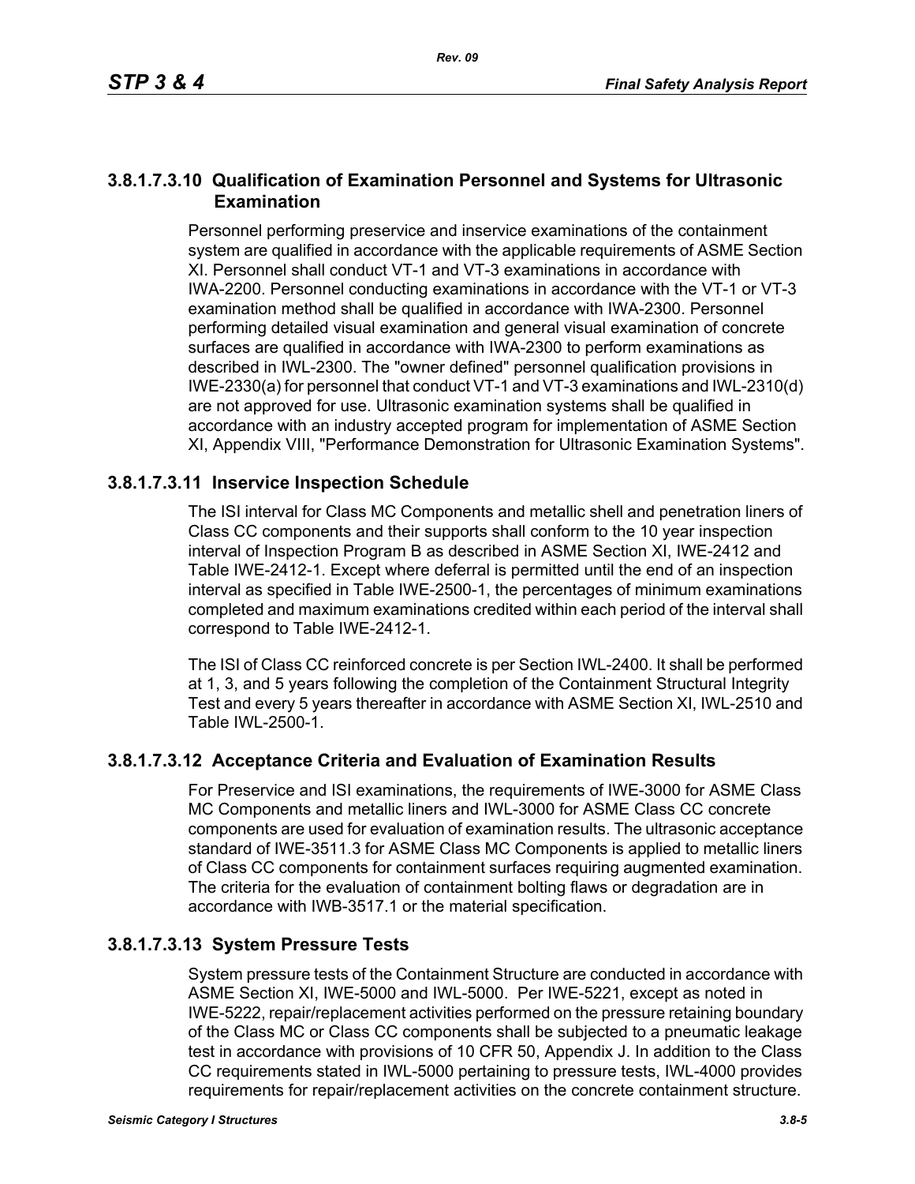### 3.8.1.7.3.10 Qualification of Examination Personnel and Systems for Ultrasonic Examination

Personnel performing preservice and inservice examinations of the containment system are qualified in accordance with the applicable requirements of ASME Section XI. Personnel shall conduct VT-1 and VT-3 examinations in accordance with IWA-2200. Personnel conducting examinations in accordance with the VT-1 or VT-3 examination method shall be qualified in accordance with IWA-2300. Personnel performing detailed visual examination and general visual examination of concrete surfaces are qualified in accordance with IWA-2300 to perform examinations as described in IWL-2300. The "owner defined" personnel qualification provisions in IWE-2330(a) for personnel that conduct VT-1 and VT-3 examinations and IWL-2310(d) are not approved for use. Ultrasonic examination systems shall be qualified in accordance with an industry accepted program for implementation of ASME Section XI, Appendix VIII, "Performance Demonstration for Ultrasonic Examination Systems".

### 3.8.1.7.3.11 Inservice Inspection Schedule

The ISI interval for Class MC Components and metallic shell and penetration liners of Class CC components and their supports shall conform to the 10 year inspection interval of Inspection Program B as described in ASME Section XI, IWE-2412 and Table IWE-2412-1. Except where deferral is permitted until the end of an inspection interval as specified in Table IWE-2500-1, the percentages of minimum examinations completed and maximum examinations credited within each period of the interval shall correspond to Table IWE-2412-1.

The ISI of Class CC reinforced concrete is per Section IWL-2400. It shall be performed at 1, 3, and 5 years following the completion of the Containment Structural Integrity Test and every 5 years thereafter in accordance with ASME Section XI, IWL-2510 and Table IWL-2500-1.

### 3.8.1.7.3.12 Acceptance Criteria and Evaluation of Examination Results

For Preservice and ISI examinations, the requirements of IWE-3000 for ASME Class MC Components and metallic liners and IWL-3000 for ASME Class CC concrete components are used for evaluation of examination results. The ultrasonic acceptance standard of IWE-3511.3 for ASME Class MC Components is applied to metallic liners of Class CC components for containment surfaces requiring augmented examination. The criteria for the evaluation of containment bolting flaws or degradation are in accordance with IWB-3517.1 or the material specification.

### 3.8.1.7.3.13 System Pressure Tests

System pressure tests of the Containment Structure are conducted in accordance with ASME Section XI, IWE-5000 and IWL-5000. Per IWE-5221, except as noted in IWE-5222, repair/replacement activities performed on the pressure retaining boundary of the Class MC or Class CC components shall be subjected to a pneumatic leakage test in accordance with provisions of 10 CFR 50, Appendix J. In addition to the Class CC requirements stated in IWL-5000 pertaining to pressure tests, IWL-4000 provides requirements for repair/replacement activities on the concrete containment structure.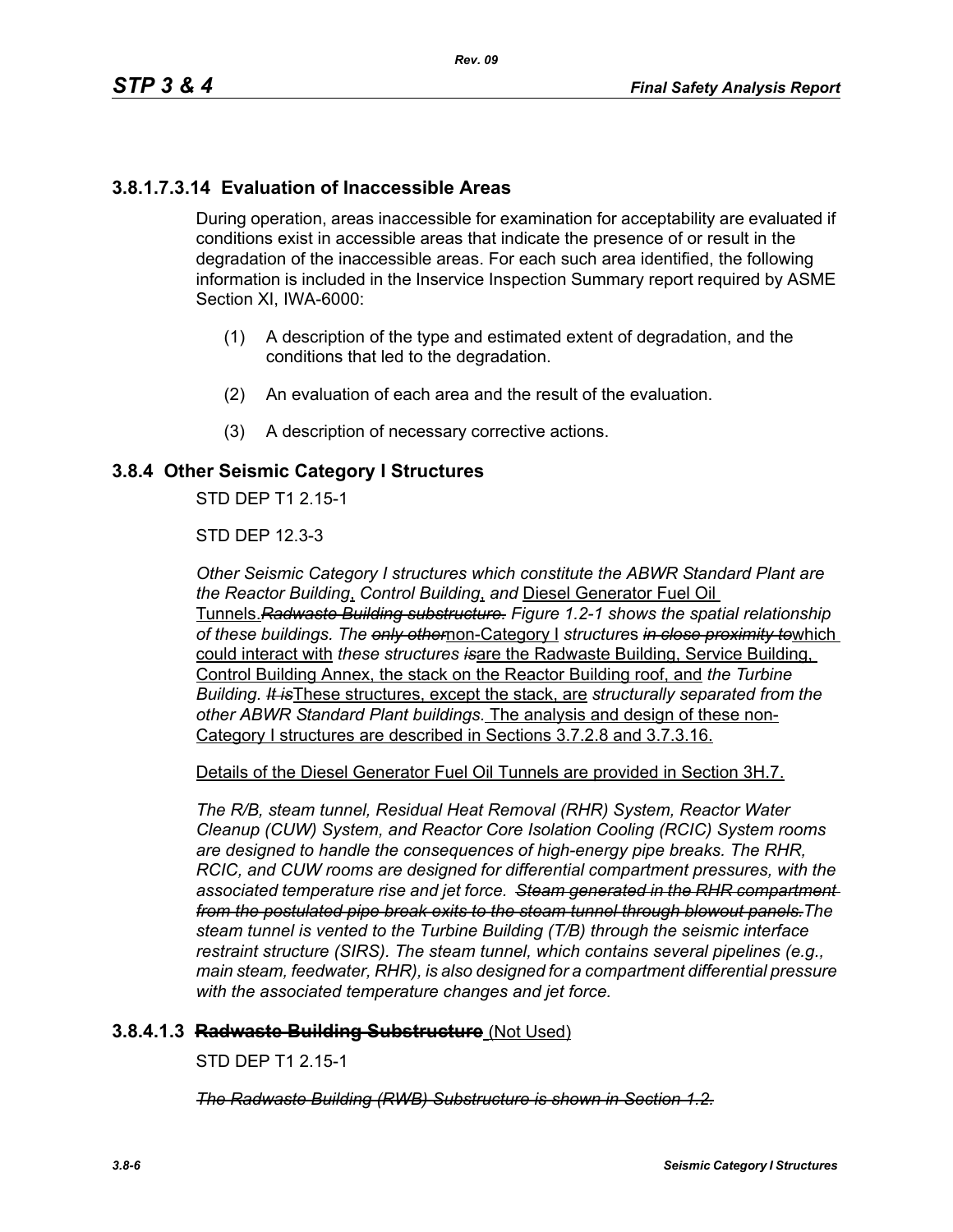### 3.8.1.7.3.14 Evaluation of Inaccessible Areas

During operation, areas inaccessible for examination for acceptability are evaluated if conditions exist in accessible areas that indicate the presence of or result in the degradation of the inaccessible areas. For each such area identified, the following information is included in the Inservice Inspection Summary report required by ASME Section XI, IWA-6000:

(1) A description of the type and estimated extent of degradation, and the conditions that led to the degradation.

(2) An evaluation of each area and the result of the evaluation.

(3) A description of necessary corrective actions.

## 3.8.4 Other Seismic Category I Structures

STD DEP T1 2.15-1

STD DEP 12.3-3

*Other Seismic Category I structures which constitute the ABWR Standard Plant are the Reactor Building*, *Control Building*, *and* Diesel Generator Fuel Oil Tunnels.~~*Radwaste Building substructure.*~~ *Figure 1.2-1 shows the spatial relationship of these buildings. The* ~~*only other*~~non-Category I *structures* ~~*in close proximity to*~~which could interact with *these structures* ~~*is*~~are the Radwaste Building, Service Building, Control Building Annex, the stack on the Reactor Building roof, and *the Turbine Building.* ~~*It is*~~These structures, except the stack, are *structurally separated from the other ABWR Standard Plant buildings.* The analysis and design of these non-Category I structures are described in Sections 3.7.2.8 and 3.7.3.16.

Details of the Diesel Generator Fuel Oil Tunnels are provided in Section 3H.7.

*The R/B, steam tunnel, Residual Heat Removal (RHR) System, Reactor Water Cleanup (CUW) System, and Reactor Core Isolation Cooling (RCIC) System rooms are designed to handle the consequences of high-energy pipe breaks. The RHR, RCIC, and CUW rooms are designed for differential compartment pressures, with the associated temperature rise and jet force.* ~~*Steam generated in the RHR compartment from the postulated pipe break exits to the steam tunnel through blowout panels.*~~*The steam tunnel is vented to the Turbine Building (T/B) through the seismic interface restraint structure (SIRS). The steam tunnel, which contains several pipelines (e.g., main steam, feedwater, RHR), is also designed for a compartment differential pressure with the associated temperature changes and jet force.*

### 3.8.4.1.3 ~~Radwaste Building Substructure~~ (Not Used)

STD DEP T1 2.15-1

~~*The Radwaste Building (RWB) Substructure is shown in Section 1.2.*~~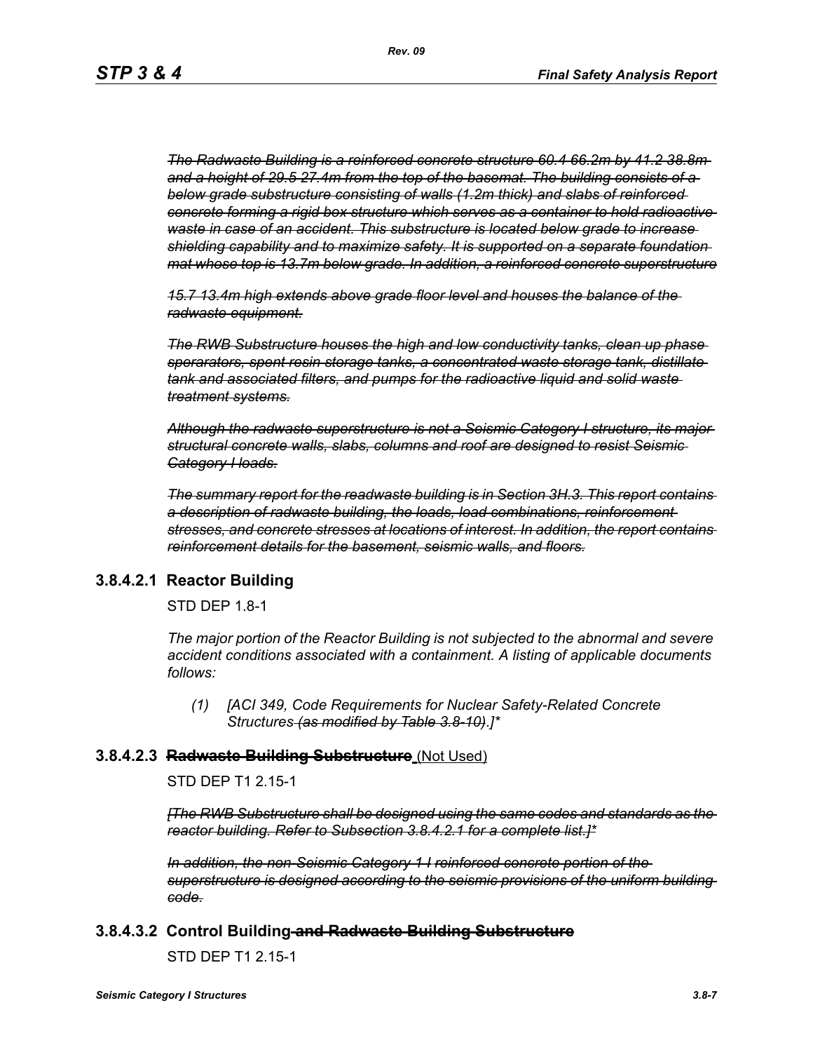*~~The Radwaste Building is a reinforced concrete structure 60.4 66.2m by 41.2 38.8m and a height of 29.5 27.4m from the top of the basemat. The building consists of a below grade substructure consisting of walls (1.2m thick) and slabs of reinforced concrete forming a rigid box structure which serves as a container to hold radioactive waste in case of an accident. This substructure is located below grade to increase shielding capability and to maximize safety. It is supported on a separate foundation mat whose top is 13.7m below grade. In addition, a reinforced concrete superstructure~~*

*~~15.7 13.4m high extends above grade floor level and houses the balance of the radwaste equipment.~~*

*~~The RWB Substructure houses the high and low conductivity tanks, clean up phase sperarators, spent resin storage tanks, a concentrated waste storage tank, distillate tank and associated filters, and pumps for the radioactive liquid and solid waste treatment systems.~~*

*~~Although the radwaste superstructure is not a Seismic Category I structure, its major structural concrete walls, slabs, columns and roof are designed to resist Seismic Category I loads.~~*

*~~The summary report for the readwaste building is in Section 3H.3. This report contains a description of radwaste building, the loads, load combinations, reinforcement stresses, and concrete stresses at locations of interest. In addition, the report contains reinforcement details for the basement, seismic walls, and floors.~~*

### 3.8.4.2.1 Reactor Building

STD DEP 1.8-1

*The major portion of the Reactor Building is not subjected to the abnormal and severe accident conditions associated with a containment. A listing of applicable documents follows:*

*(1) [ACI 349, Code Requirements for Nuclear Safety-Related Concrete Structures ~~(as modified by Table 3.8-10)~~.]**

### 3.8.4.2.3 ~~Radwaste Building Substructure~~ (Not Used)

STD DEP T1 2.15-1

*~~[The RWB Substructure shall be designed using the same codes and standards as the reactor building. Refer to Subsection 3.8.4.2.1 for a complete list.]*~~*

*~~In addition, the non-Seismic Category 1 I reinforced concrete portion of the superstructure is designed according to the seismic provisions of the uniform building code.~~*

### 3.8.4.3.2 Control Building ~~and Radwaste Building Substructure~~

STD DEP T1 2.15-1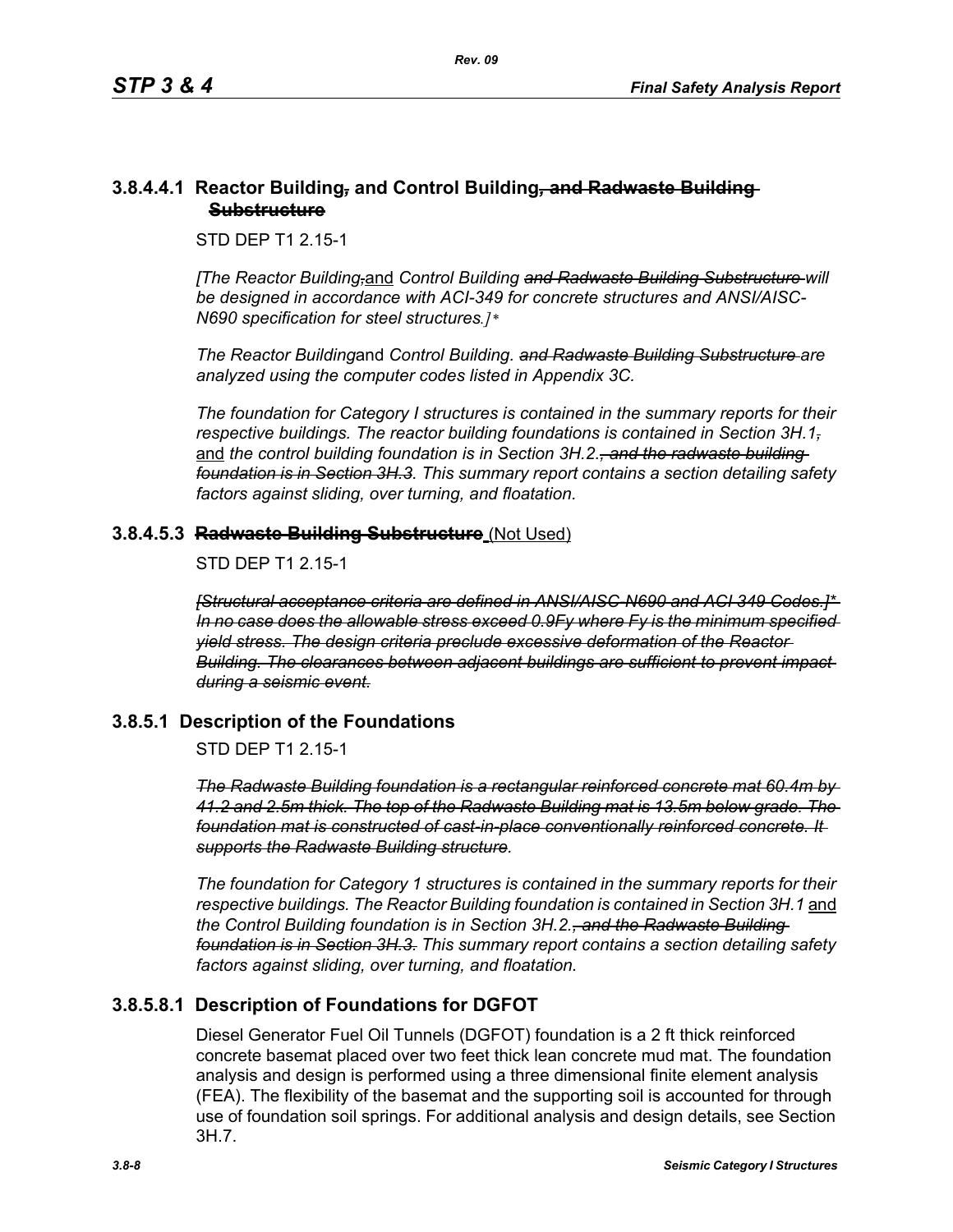### 3.8.4.4.1 Reactor Building~~,~~ and Control Building~~, and Radwaste Building Substructure~~

STD DEP T1 2.15-1

*[The Reactor Building~~,~~*<u>and</u> *Control Building ~~and Radwaste Building Substructure~~ will be designed in accordance with ACI-349 for concrete structures and ANSI/AISC-N690 specification for steel structures.]**

*The Reactor Building*and *Control Building. ~~and Radwaste Building Substructure~~ are analyzed using the computer codes listed in Appendix 3C.*

*The foundation for Category I structures is contained in the summary reports for their respective buildings. The reactor building foundations is contained in Section 3H.1~~,~~* <u>and</u> *the control building foundation is in Section 3H.2.~~, and the radwaste building foundation is in Section 3H.3.~~ This summary report contains a section detailing safety factors against sliding, over turning, and floatation.*

### 3.8.4.5.3 ~~Radwaste Building Substructure~~ <u>(Not Used)</u>

STD DEP T1 2.15-1

~~*[Structural acceptance criteria are defined in ANSI/AISC-N690 and ACI 349 Codes.]* In no case does the allowable stress exceed 0.9Fy where Fy is the minimum specified yield stress. The design criteria preclude excessive deformation of the Reactor Building. The clearances between adjacent buildings are sufficient to prevent impact during a seismic event.*~~

## 3.8.5.1 Description of the Foundations

STD DEP T1 2.15-1

~~*The Radwaste Building foundation is a rectangular reinforced concrete mat 60.4m by 41.2 and 2.5m thick. The top of the Radwaste Building mat is 13.5m below grade. The foundation mat is constructed of cast-in-place conventionally reinforced concrete. It supports the Radwaste Building structure.*~~

*The foundation for Category 1 structures is contained in the summary reports for their respective buildings. The Reactor Building foundation is contained in Section 3H.1* <u>and</u> *the Control Building foundation is in Section 3H.2.~~, and the Radwaste Building foundation is in Section 3H.3.~~ This summary report contains a section detailing safety factors against sliding, over turning, and floatation.*

## 3.8.5.8.1 Description of Foundations for DGFOT

Diesel Generator Fuel Oil Tunnels (DGFOT) foundation is a 2 ft thick reinforced concrete basemat placed over two feet thick lean concrete mud mat. The foundation analysis and design is performed using a three dimensional finite element analysis (FEA). The flexibility of the basemat and the supporting soil is accounted for through use of foundation soil springs. For additional analysis and design details, see Section 3H.7.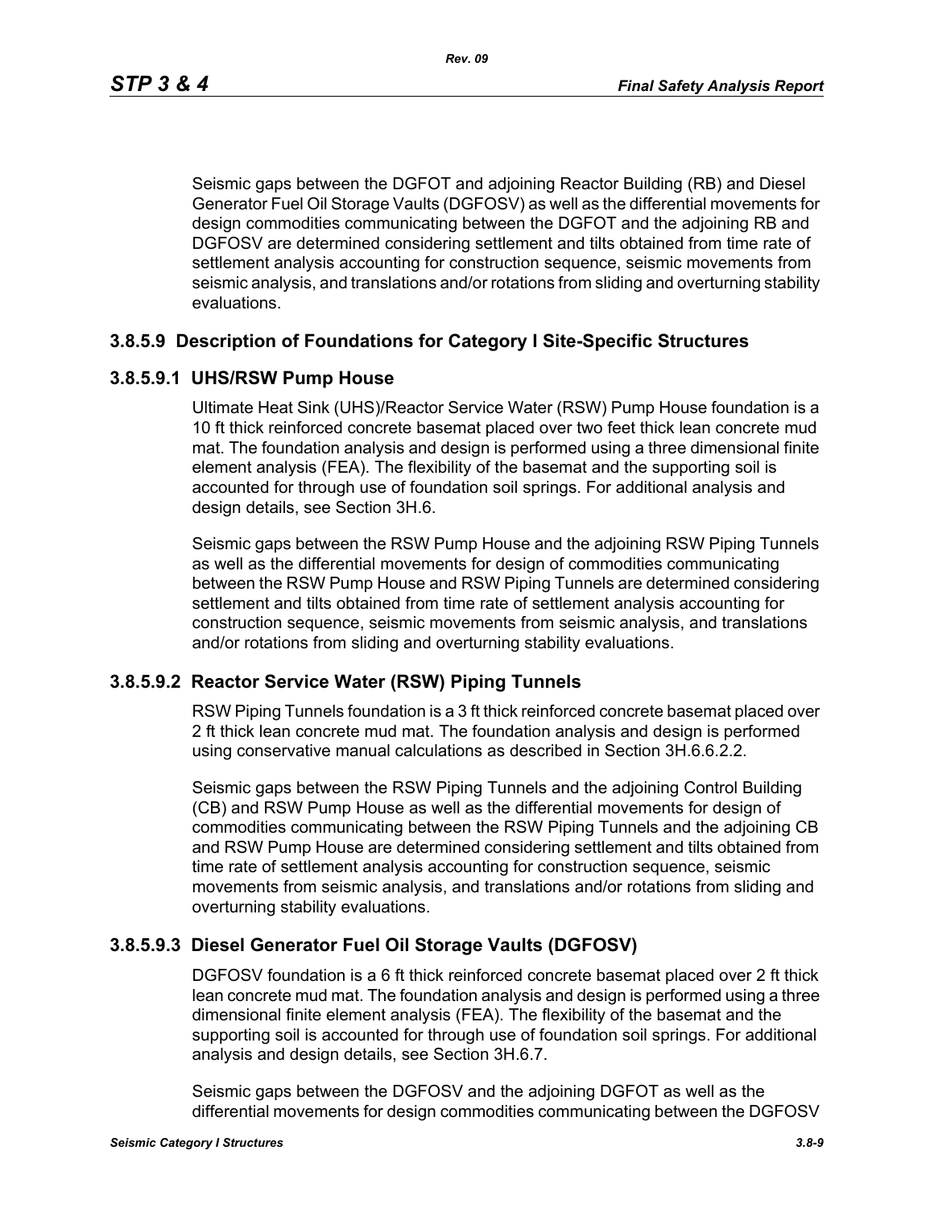Seismic gaps between the DGFOT and adjoining Reactor Building (RB) and Diesel Generator Fuel Oil Storage Vaults (DGFOSV) as well as the differential movements for design commodities communicating between the DGFOT and the adjoining RB and DGFOSV are determined considering settlement and tilts obtained from time rate of settlement analysis accounting for construction sequence, seismic movements from seismic analysis, and translations and/or rotations from sliding and overturning stability evaluations.

### 3.8.5.9 Description of Foundations for Category I Site-Specific Structures

#### 3.8.5.9.1 UHS/RSW Pump House

Ultimate Heat Sink (UHS)/Reactor Service Water (RSW) Pump House foundation is a 10 ft thick reinforced concrete basemat placed over two feet thick lean concrete mud mat. The foundation analysis and design is performed using a three dimensional finite element analysis (FEA). The flexibility of the basemat and the supporting soil is accounted for through use of foundation soil springs. For additional analysis and design details, see Section 3H.6.

Seismic gaps between the RSW Pump House and the adjoining RSW Piping Tunnels as well as the differential movements for design of commodities communicating between the RSW Pump House and RSW Piping Tunnels are determined considering settlement and tilts obtained from time rate of settlement analysis accounting for construction sequence, seismic movements from seismic analysis, and translations and/or rotations from sliding and overturning stability evaluations.

#### 3.8.5.9.2 Reactor Service Water (RSW) Piping Tunnels

RSW Piping Tunnels foundation is a 3 ft thick reinforced concrete basemat placed over 2 ft thick lean concrete mud mat. The foundation analysis and design is performed using conservative manual calculations as described in Section 3H.6.6.2.2.

Seismic gaps between the RSW Piping Tunnels and the adjoining Control Building (CB) and RSW Pump House as well as the differential movements for design of commodities communicating between the RSW Piping Tunnels and the adjoining CB and RSW Pump House are determined considering settlement and tilts obtained from time rate of settlement analysis accounting for construction sequence, seismic movements from seismic analysis, and translations and/or rotations from sliding and overturning stability evaluations.

#### 3.8.5.9.3 Diesel Generator Fuel Oil Storage Vaults (DGFOSV)

DGFOSV foundation is a 6 ft thick reinforced concrete basemat placed over 2 ft thick lean concrete mud mat. The foundation analysis and design is performed using a three dimensional finite element analysis (FEA). The flexibility of the basemat and the supporting soil is accounted for through use of foundation soil springs. For additional analysis and design details, see Section 3H.6.7.

Seismic gaps between the DGFOSV and the adjoining DGFOT as well as the differential movements for design commodities communicating between the DGFOSV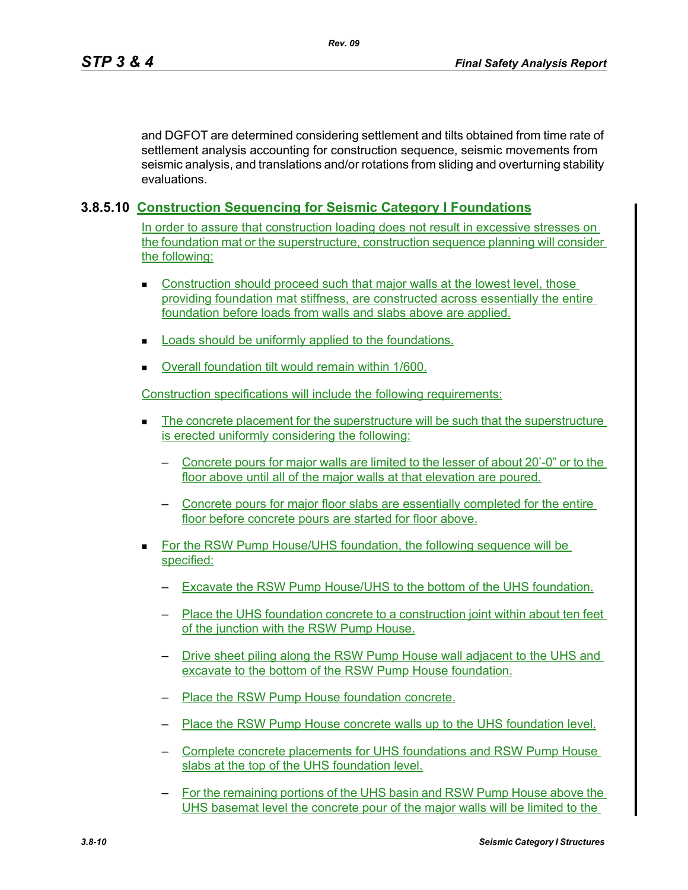and DGFOT are determined considering settlement and tilts obtained from time rate of settlement analysis accounting for construction sequence, seismic movements from seismic analysis, and translations and/or rotations from sliding and overturning stability evaluations.

### 3.8.5.10 Construction Sequencing for Seismic Category I Foundations

In order to assure that construction loading does not result in excessive stresses on the foundation mat or the superstructure, construction sequence planning will consider the following:

- Construction should proceed such that major walls at the lowest level, those providing foundation mat stiffness, are constructed across essentially the entire foundation before loads from walls and slabs above are applied.
- Loads should be uniformly applied to the foundations.
- Overall foundation tilt would remain within 1/600.

Construction specifications will include the following requirements:

- The concrete placement for the superstructure will be such that the superstructure is erected uniformly considering the following:
  - Concrete pours for major walls are limited to the lesser of about 20'-0" or to the floor above until all of the major walls at that elevation are poured.
  - Concrete pours for major floor slabs are essentially completed for the entire floor before concrete pours are started for floor above.
- For the RSW Pump House/UHS foundation, the following sequence will be specified:
  - Excavate the RSW Pump House/UHS to the bottom of the UHS foundation.
  - Place the UHS foundation concrete to a construction joint within about ten feet of the junction with the RSW Pump House.
  - Drive sheet piling along the RSW Pump House wall adjacent to the UHS and excavate to the bottom of the RSW Pump House foundation.
  - Place the RSW Pump House foundation concrete.
  - Place the RSW Pump House concrete walls up to the UHS foundation level.
  - Complete concrete placements for UHS foundations and RSW Pump House slabs at the top of the UHS foundation level.
  - For the remaining portions of the UHS basin and RSW Pump House above the UHS basemat level the concrete pour of the major walls will be limited to the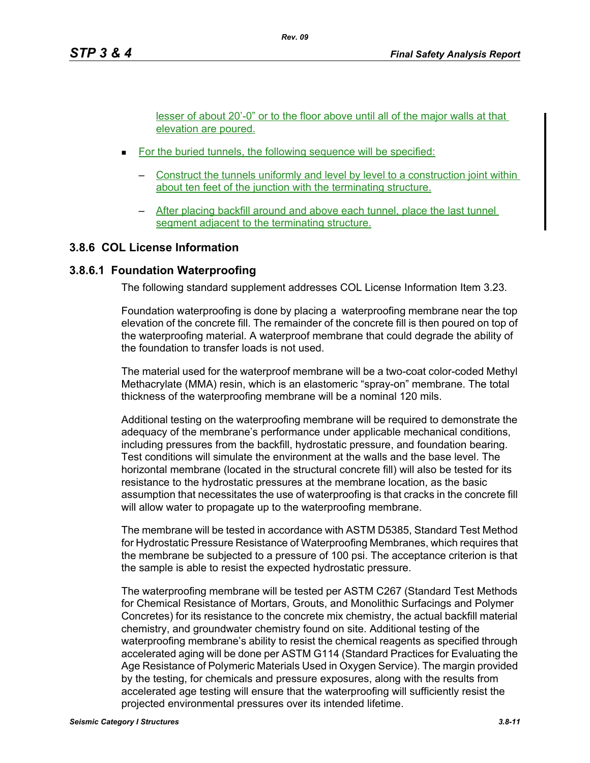lesser of about 20’-0” or to the floor above until all of the major walls at that elevation are poured.

- For the buried tunnels, the following sequence will be specified:
  - Construct the tunnels uniformly and level by level to a construction joint within about ten feet of the junction with the terminating structure.
  - After placing backfill around and above each tunnel, place the last tunnel segment adjacent to the terminating structure.

## 3.8.6 COL License Information

### 3.8.6.1 Foundation Waterproofing

The following standard supplement addresses COL License Information Item 3.23.

Foundation waterproofing is done by placing a waterproofing membrane near the top elevation of the concrete fill. The remainder of the concrete fill is then poured on top of the waterproofing material. A waterproof membrane that could degrade the ability of the foundation to transfer loads is not used.

The material used for the waterproof membrane will be a two-coat color-coded Methyl Methacrylate (MMA) resin, which is an elastomeric “spray-on” membrane. The total thickness of the waterproofing membrane will be a nominal 120 mils.

Additional testing on the waterproofing membrane will be required to demonstrate the adequacy of the membrane’s performance under applicable mechanical conditions, including pressures from the backfill, hydrostatic pressure, and foundation bearing. Test conditions will simulate the environment at the walls and the base level. The horizontal membrane (located in the structural concrete fill) will also be tested for its resistance to the hydrostatic pressures at the membrane location, as the basic assumption that necessitates the use of waterproofing is that cracks in the concrete fill will allow water to propagate up to the waterproofing membrane.

The membrane will be tested in accordance with ASTM D5385, Standard Test Method for Hydrostatic Pressure Resistance of Waterproofing Membranes, which requires that the membrane be subjected to a pressure of 100 psi. The acceptance criterion is that the sample is able to resist the expected hydrostatic pressure.

The waterproofing membrane will be tested per ASTM C267 (Standard Test Methods for Chemical Resistance of Mortars, Grouts, and Monolithic Surfacings and Polymer Concretes) for its resistance to the concrete mix chemistry, the actual backfill material chemistry, and groundwater chemistry found on site. Additional testing of the waterproofing membrane’s ability to resist the chemical reagents as specified through accelerated aging will be done per ASTM G114 (Standard Practices for Evaluating the Age Resistance of Polymeric Materials Used in Oxygen Service). The margin provided by the testing, for chemicals and pressure exposures, along with the results from accelerated age testing will ensure that the waterproofing will sufficiently resist the projected environmental pressures over its intended lifetime.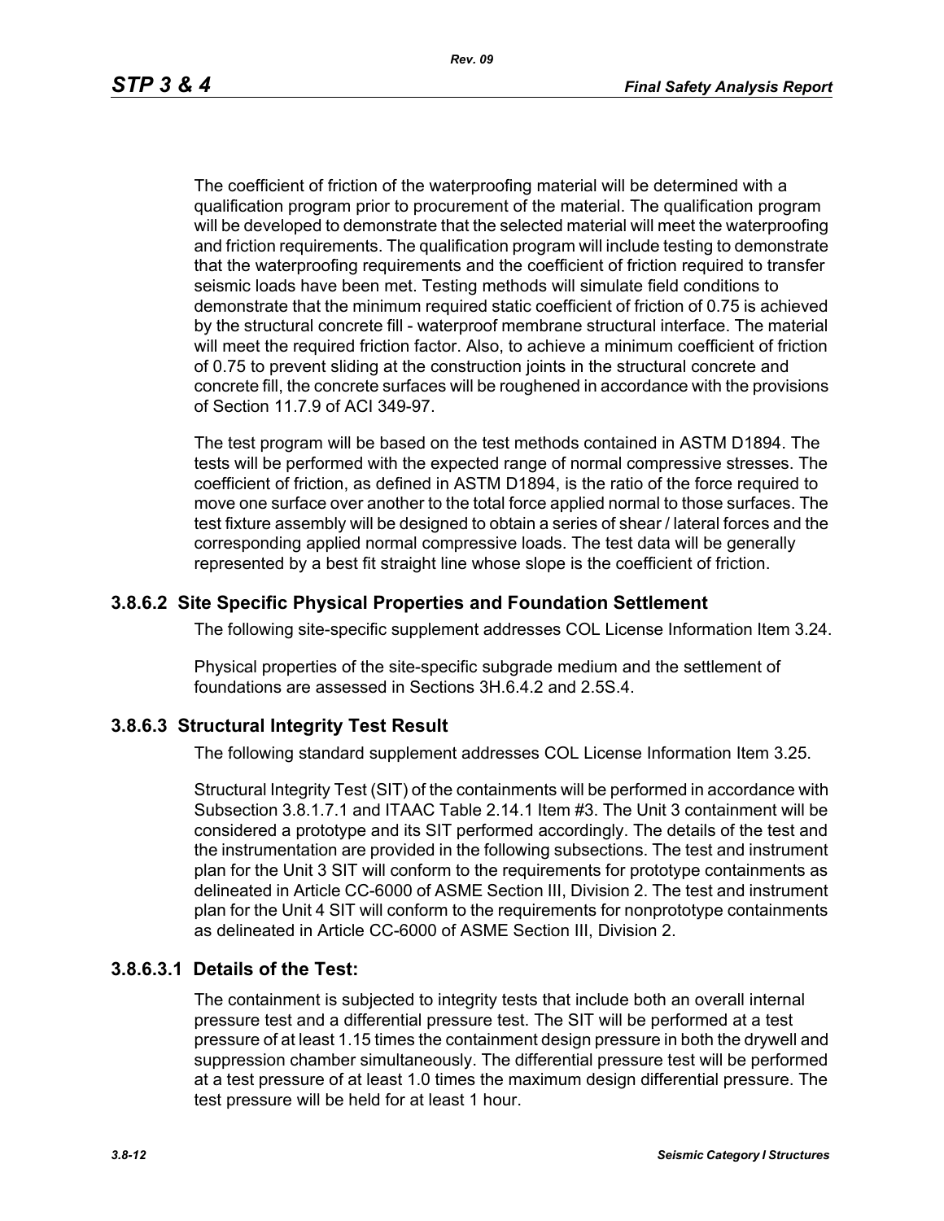The coefficient of friction of the waterproofing material will be determined with a qualification program prior to procurement of the material. The qualification program will be developed to demonstrate that the selected material will meet the waterproofing and friction requirements. The qualification program will include testing to demonstrate that the waterproofing requirements and the coefficient of friction required to transfer seismic loads have been met. Testing methods will simulate field conditions to demonstrate that the minimum required static coefficient of friction of 0.75 is achieved by the structural concrete fill - waterproof membrane structural interface. The material will meet the required friction factor. Also, to achieve a minimum coefficient of friction of 0.75 to prevent sliding at the construction joints in the structural concrete and concrete fill, the concrete surfaces will be roughened in accordance with the provisions of Section 11.7.9 of ACI 349-97.

The test program will be based on the test methods contained in ASTM D1894. The tests will be performed with the expected range of normal compressive stresses. The coefficient of friction, as defined in ASTM D1894, is the ratio of the force required to move one surface over another to the total force applied normal to those surfaces. The test fixture assembly will be designed to obtain a series of shear / lateral forces and the corresponding applied normal compressive loads. The test data will be generally represented by a best fit straight line whose slope is the coefficient of friction.

### 3.8.6.2 Site Specific Physical Properties and Foundation Settlement

The following site-specific supplement addresses COL License Information Item 3.24.

Physical properties of the site-specific subgrade medium and the settlement of foundations are assessed in Sections 3H.6.4.2 and 2.5S.4.

### 3.8.6.3 Structural Integrity Test Result

The following standard supplement addresses COL License Information Item 3.25.

Structural Integrity Test (SIT) of the containments will be performed in accordance with Subsection 3.8.1.7.1 and ITAAC Table 2.14.1 Item #3. The Unit 3 containment will be considered a prototype and its SIT performed accordingly. The details of the test and the instrumentation are provided in the following subsections. The test and instrument plan for the Unit 3 SIT will conform to the requirements for prototype containments as delineated in Article CC-6000 of ASME Section III, Division 2. The test and instrument plan for the Unit 4 SIT will conform to the requirements for nonprototype containments as delineated in Article CC-6000 of ASME Section III, Division 2.

#### 3.8.6.3.1 Details of the Test:

The containment is subjected to integrity tests that include both an overall internal pressure test and a differential pressure test. The SIT will be performed at a test pressure of at least 1.15 times the containment design pressure in both the drywell and suppression chamber simultaneously. The differential pressure test will be performed at a test pressure of at least 1.0 times the maximum design differential pressure. The test pressure will be held for at least 1 hour.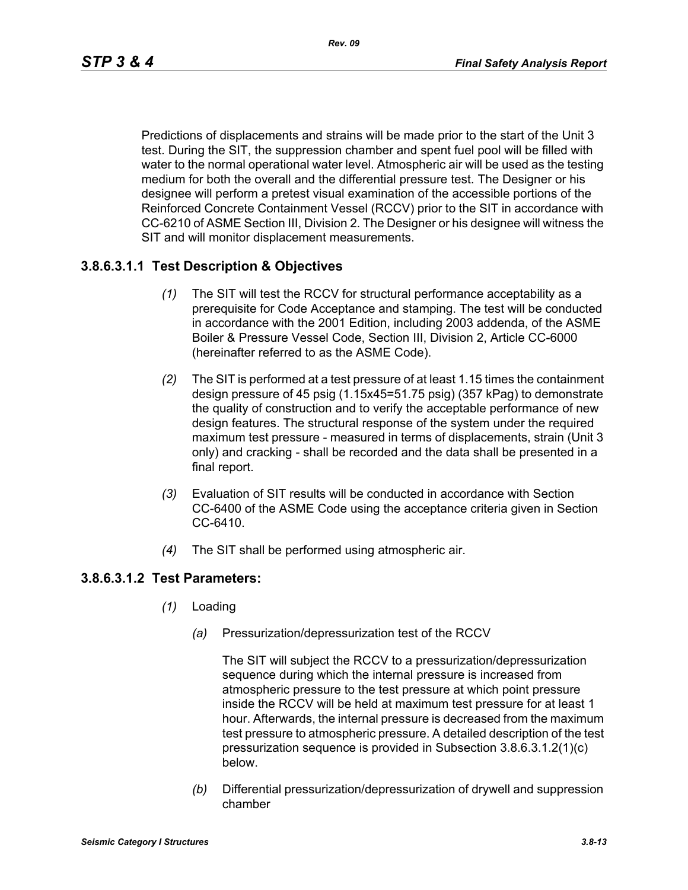Predictions of displacements and strains will be made prior to the start of the Unit 3 test. During the SIT, the suppression chamber and spent fuel pool will be filled with water to the normal operational water level. Atmospheric air will be used as the testing medium for both the overall and the differential pressure test. The Designer or his designee will perform a pretest visual examination of the accessible portions of the Reinforced Concrete Containment Vessel (RCCV) prior to the SIT in accordance with CC-6210 of ASME Section III, Division 2. The Designer or his designee will witness the SIT and will monitor displacement measurements.

### 3.8.6.3.1.1 Test Description & Objectives

*(1)* The SIT will test the RCCV for structural performance acceptability as a prerequisite for Code Acceptance and stamping. The test will be conducted in accordance with the 2001 Edition, including 2003 addenda, of the ASME Boiler & Pressure Vessel Code, Section III, Division 2, Article CC-6000 (hereinafter referred to as the ASME Code).

*(2)* The SIT is performed at a test pressure of at least 1.15 times the containment design pressure of 45 psig (1.15x45=51.75 psig) (357 kPag) to demonstrate the quality of construction and to verify the acceptable performance of new design features. The structural response of the system under the required maximum test pressure - measured in terms of displacements, strain (Unit 3 only) and cracking - shall be recorded and the data shall be presented in a final report.

*(3)* Evaluation of SIT results will be conducted in accordance with Section CC-6400 of the ASME Code using the acceptance criteria given in Section CC-6410.

*(4)* The SIT shall be performed using atmospheric air.

### 3.8.6.3.1.2 Test Parameters:

*(1)* Loading

*(a)* Pressurization/depressurization test of the RCCV

The SIT will subject the RCCV to a pressurization/depressurization sequence during which the internal pressure is increased from atmospheric pressure to the test pressure at which point pressure inside the RCCV will be held at maximum test pressure for at least 1 hour. Afterwards, the internal pressure is decreased from the maximum test pressure to atmospheric pressure. A detailed description of the test pressurization sequence is provided in Subsection 3.8.6.3.1.2(1)(c) below.

*(b)* Differential pressurization/depressurization of drywell and suppression chamber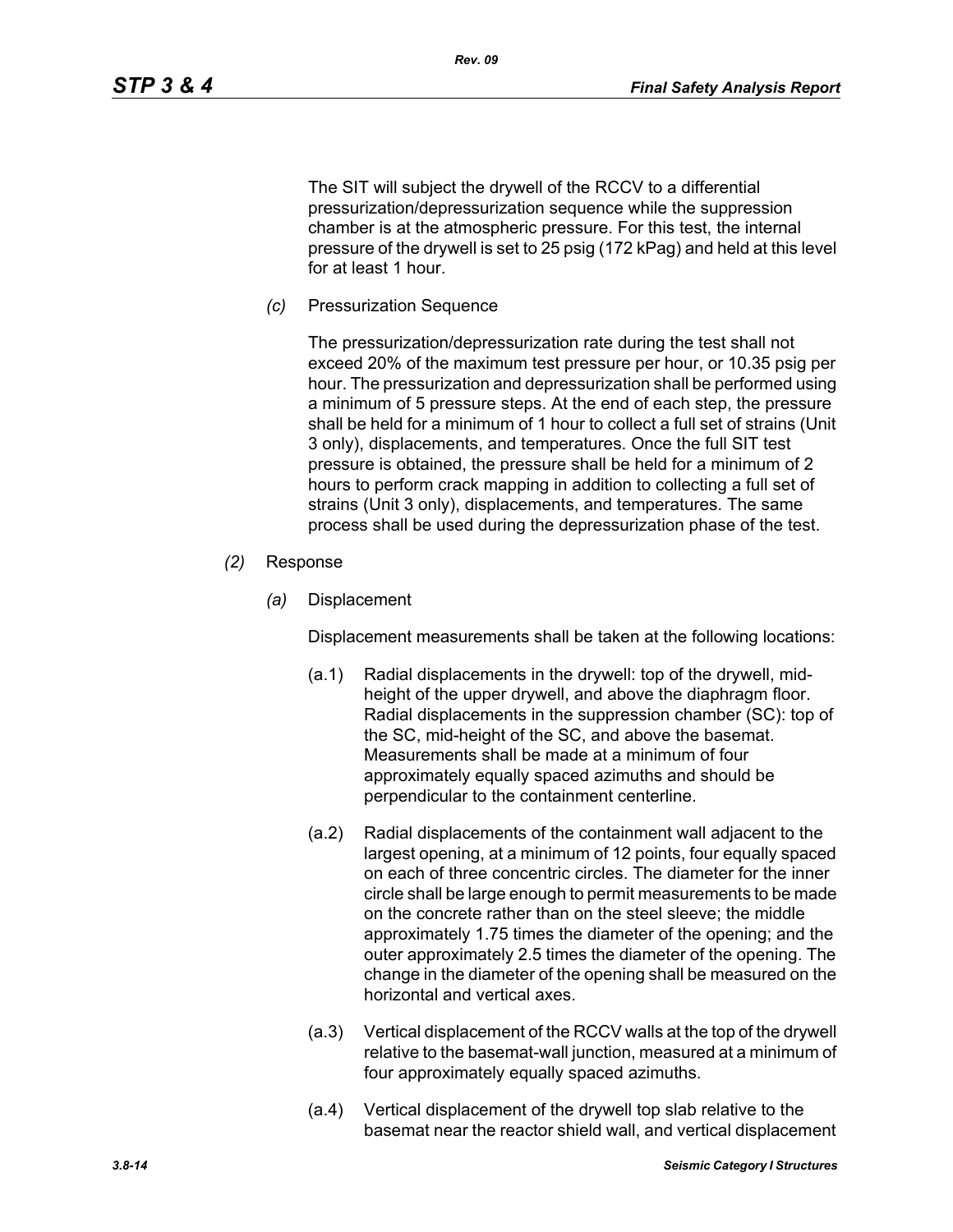The SIT will subject the drywell of the RCCV to a differential pressurization/depressurization sequence while the suppression chamber is at the atmospheric pressure. For this test, the internal pressure of the drywell is set to 25 psig (172 kPag) and held at this level for at least 1 hour.

*(c)* Pressurization Sequence

The pressurization/depressurization rate during the test shall not exceed 20% of the maximum test pressure per hour, or 10.35 psig per hour. The pressurization and depressurization shall be performed using a minimum of 5 pressure steps. At the end of each step, the pressure shall be held for a minimum of 1 hour to collect a full set of strains (Unit 3 only), displacements, and temperatures. Once the full SIT test pressure is obtained, the pressure shall be held for a minimum of 2 hours to perform crack mapping in addition to collecting a full set of strains (Unit 3 only), displacements, and temperatures. The same process shall be used during the depressurization phase of the test.

*(2)* Response

*(a)* Displacement

Displacement measurements shall be taken at the following locations:

(a.1) Radial displacements in the drywell: top of the drywell, mid-height of the upper drywell, and above the diaphragm floor. Radial displacements in the suppression chamber (SC): top of the SC, mid-height of the SC, and above the basemat. Measurements shall be made at a minimum of four approximately equally spaced azimuths and should be perpendicular to the containment centerline.

(a.2) Radial displacements of the containment wall adjacent to the largest opening, at a minimum of 12 points, four equally spaced on each of three concentric circles. The diameter for the inner circle shall be large enough to permit measurements to be made on the concrete rather than on the steel sleeve; the middle approximately 1.75 times the diameter of the opening; and the outer approximately 2.5 times the diameter of the opening. The change in the diameter of the opening shall be measured on the horizontal and vertical axes.

(a.3) Vertical displacement of the RCCV walls at the top of the drywell relative to the basemat-wall junction, measured at a minimum of four approximately equally spaced azimuths.

(a.4) Vertical displacement of the drywell top slab relative to the basemat near the reactor shield wall, and vertical displacement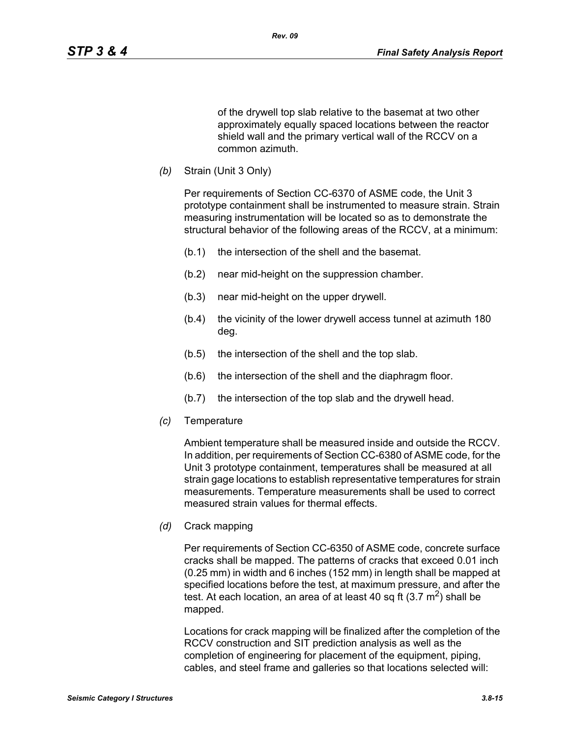of the drywell top slab relative to the basemat at two other approximately equally spaced locations between the reactor shield wall and the primary vertical wall of the RCCV on a common azimuth.

*(b)* Strain (Unit 3 Only)

Per requirements of Section CC-6370 of ASME code, the Unit 3 prototype containment shall be instrumented to measure strain. Strain measuring instrumentation will be located so as to demonstrate the structural behavior of the following areas of the RCCV, at a minimum:

(b.1) the intersection of the shell and the basemat.

(b.2) near mid-height on the suppression chamber.

(b.3) near mid-height on the upper drywell.

(b.4) the vicinity of the lower drywell access tunnel at azimuth 180 deg.

(b.5) the intersection of the shell and the top slab.

(b.6) the intersection of the shell and the diaphragm floor.

(b.7) the intersection of the top slab and the drywell head.

*(c)* Temperature

Ambient temperature shall be measured inside and outside the RCCV. In addition, per requirements of Section CC-6380 of ASME code, for the Unit 3 prototype containment, temperatures shall be measured at all strain gage locations to establish representative temperatures for strain measurements. Temperature measurements shall be used to correct measured strain values for thermal effects.

*(d)* Crack mapping

Per requirements of Section CC-6350 of ASME code, concrete surface cracks shall be mapped. The patterns of cracks that exceed 0.01 inch (0.25 mm) in width and 6 inches (152 mm) in length shall be mapped at specified locations before the test, at maximum pressure, and after the test. At each location, an area of at least 40 sq ft (3.7 $m^2$) shall be mapped.

Locations for crack mapping will be finalized after the completion of the RCCV construction and SIT prediction analysis as well as the completion of engineering for placement of the equipment, piping, cables, and steel frame and galleries so that locations selected will: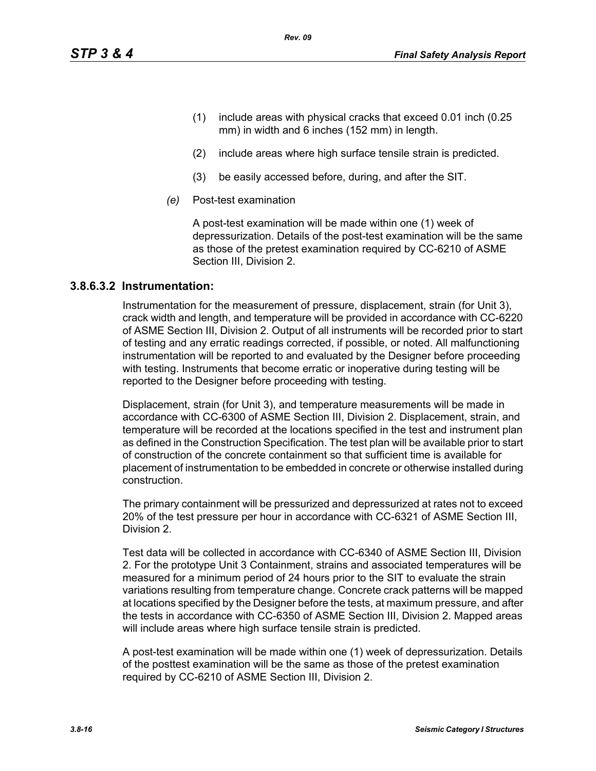(1) include areas with physical cracks that exceed 0.01 inch (0.25 mm) in width and 6 inches (152 mm) in length.

(2) include areas where high surface tensile strain is predicted.

(3) be easily accessed before, during, and after the SIT.

*(e)* Post-test examination

A post-test examination will be made within one (1) week of depressurization. Details of the post-test examination will be the same as those of the pretest examination required by CC-6210 of ASME Section III, Division 2.

### 3.8.6.3.2 Instrumentation:

Instrumentation for the measurement of pressure, displacement, strain (for Unit 3), crack width and length, and temperature will be provided in accordance with CC-6220 of ASME Section III, Division 2. Output of all instruments will be recorded prior to start of testing and any erratic readings corrected, if possible, or noted. All malfunctioning instrumentation will be reported to and evaluated by the Designer before proceeding with testing. Instruments that become erratic or inoperative during testing will be reported to the Designer before proceeding with testing.

Displacement, strain (for Unit 3), and temperature measurements will be made in accordance with CC-6300 of ASME Section III, Division 2. Displacement, strain, and temperature will be recorded at the locations specified in the test and instrument plan as defined in the Construction Specification. The test plan will be available prior to start of construction of the concrete containment so that sufficient time is available for placement of instrumentation to be embedded in concrete or otherwise installed during construction.

The primary containment will be pressurized and depressurized at rates not to exceed 20% of the test pressure per hour in accordance with CC-6321 of ASME Section III, Division 2.

Test data will be collected in accordance with CC-6340 of ASME Section III, Division 2. For the prototype Unit 3 Containment, strains and associated temperatures will be measured for a minimum period of 24 hours prior to the SIT to evaluate the strain variations resulting from temperature change. Concrete crack patterns will be mapped at locations specified by the Designer before the tests, at maximum pressure, and after the tests in accordance with CC-6350 of ASME Section III, Division 2. Mapped areas will include areas where high surface tensile strain is predicted.

A post-test examination will be made within one (1) week of depressurization. Details of the posttest examination will be the same as those of the pretest examination required by CC-6210 of ASME Section III, Division 2.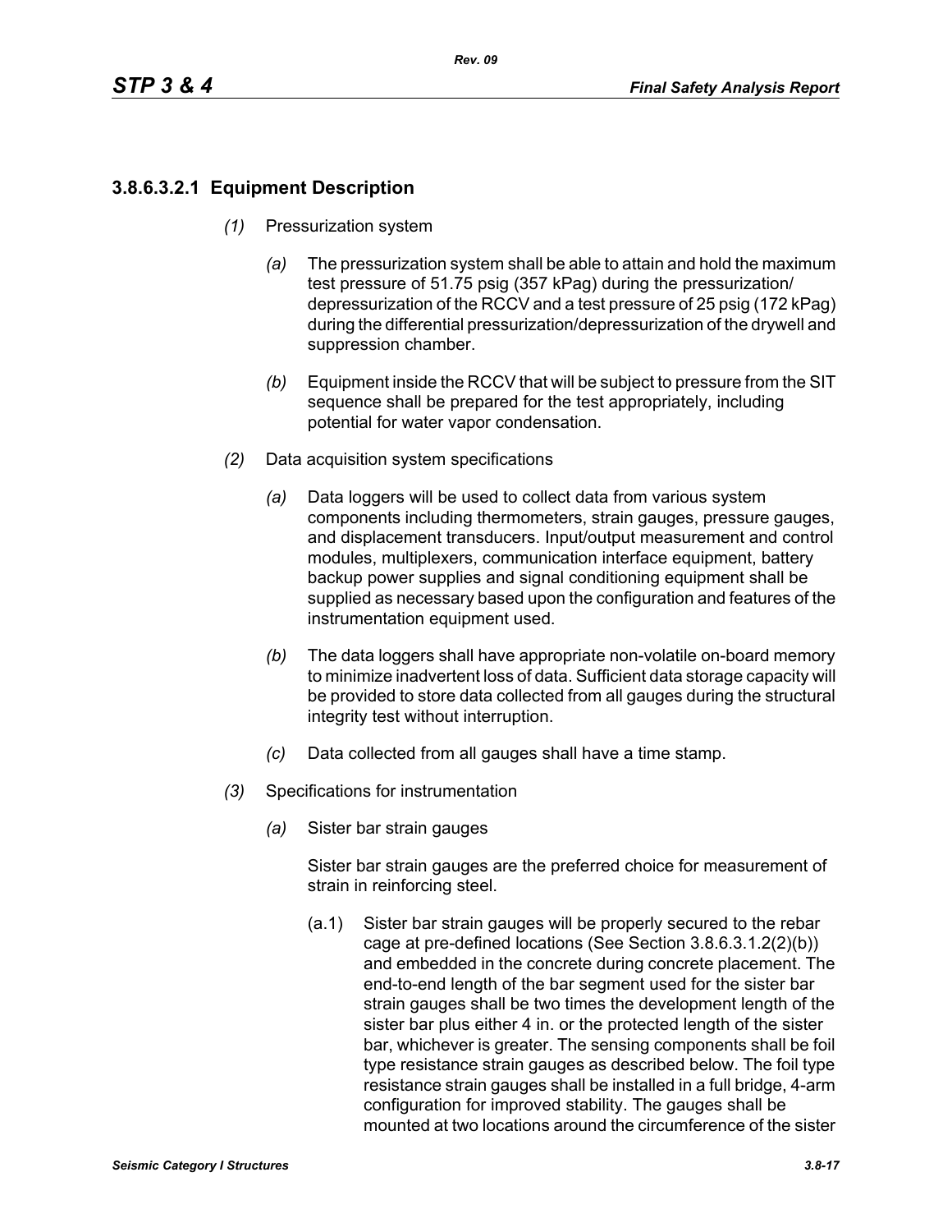### 3.8.6.3.2.1 Equipment Description

*(1)* Pressurization system

*(a)* The pressurization system shall be able to attain and hold the maximum test pressure of 51.75 psig (357 kPag) during the pressurization/depressurization of the RCCV and a test pressure of 25 psig (172 kPag) during the differential pressurization/depressurization of the drywell and suppression chamber.

*(b)* Equipment inside the RCCV that will be subject to pressure from the SIT sequence shall be prepared for the test appropriately, including potential for water vapor condensation.

*(2)* Data acquisition system specifications

*(a)* Data loggers will be used to collect data from various system components including thermometers, strain gauges, pressure gauges, and displacement transducers. Input/output measurement and control modules, multiplexers, communication interface equipment, battery backup power supplies and signal conditioning equipment shall be supplied as necessary based upon the configuration and features of the instrumentation equipment used.

*(b)* The data loggers shall have appropriate non-volatile on-board memory to minimize inadvertent loss of data. Sufficient data storage capacity will be provided to store data collected from all gauges during the structural integrity test without interruption.

*(c)* Data collected from all gauges shall have a time stamp.

*(3)* Specifications for instrumentation

*(a)* Sister bar strain gauges

Sister bar strain gauges are the preferred choice for measurement of strain in reinforcing steel.

(a.1) Sister bar strain gauges will be properly secured to the rebar cage at pre-defined locations (See Section 3.8.6.3.1.2(2)(b)) and embedded in the concrete during concrete placement. The end-to-end length of the bar segment used for the sister bar strain gauges shall be two times the development length of the sister bar plus either 4 in. or the protected length of the sister bar, whichever is greater. The sensing components shall be foil type resistance strain gauges as described below. The foil type resistance strain gauges shall be installed in a full bridge, 4-arm configuration for improved stability. The gauges shall be mounted at two locations around the circumference of the sister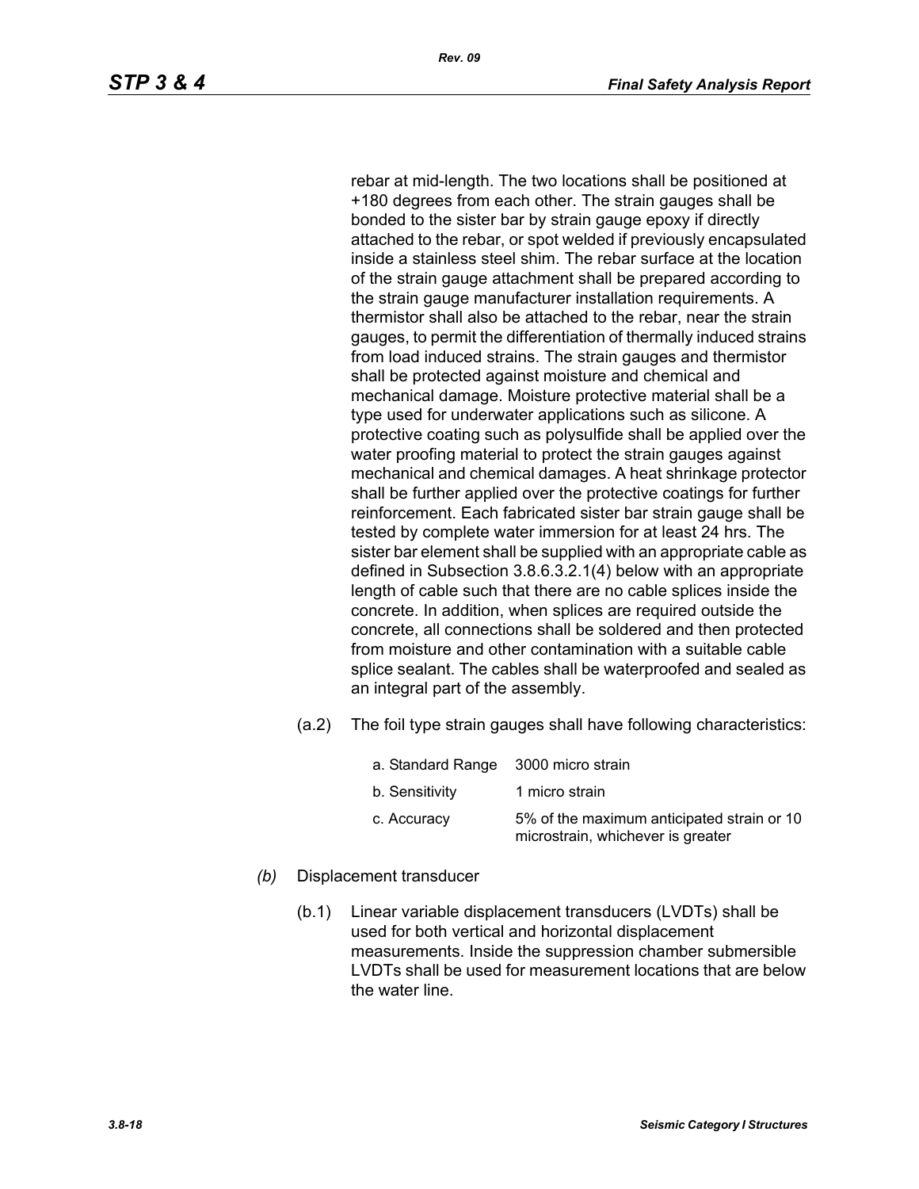rebar at mid-length. The two locations shall be positioned at +180 degrees from each other. The strain gauges shall be bonded to the sister bar by strain gauge epoxy if directly attached to the rebar, or spot welded if previously encapsulated inside a stainless steel shim. The rebar surface at the location of the strain gauge attachment shall be prepared according to the strain gauge manufacturer installation requirements. A thermistor shall also be attached to the rebar, near the strain gauges, to permit the differentiation of thermally induced strains from load induced strains. The strain gauges and thermistor shall be protected against moisture and chemical and mechanical damage. Moisture protective material shall be a type used for underwater applications such as silicone. A protective coating such as polysulfide shall be applied over the water proofing material to protect the strain gauges against mechanical and chemical damages. A heat shrinkage protector shall be further applied over the protective coatings for further reinforcement. Each fabricated sister bar strain gauge shall be tested by complete water immersion for at least 24 hrs. The sister bar element shall be supplied with an appropriate cable as defined in Subsection 3.8.6.3.2.1(4) below with an appropriate length of cable such that there are no cable splices inside the concrete. In addition, when splices are required outside the concrete, all connections shall be soldered and then protected from moisture and other contamination with a suitable cable splice sealant. The cables shall be waterproofed and sealed as an integral part of the assembly.

(a.2) The foil type strain gauges shall have following characteristics:

| | |
|---|---|
| a. Standard Range | 3000 micro strain |
| b. Sensitivity | 1 micro strain |
| c. Accuracy | 5% of the maximum anticipated strain or 10 microstrain, whichever is greater |

*(b)* Displacement transducer

(b.1) Linear variable displacement transducers (LVDTs) shall be used for both vertical and horizontal displacement measurements. Inside the suppression chamber submersible LVDTs shall be used for measurement locations that are below the water line.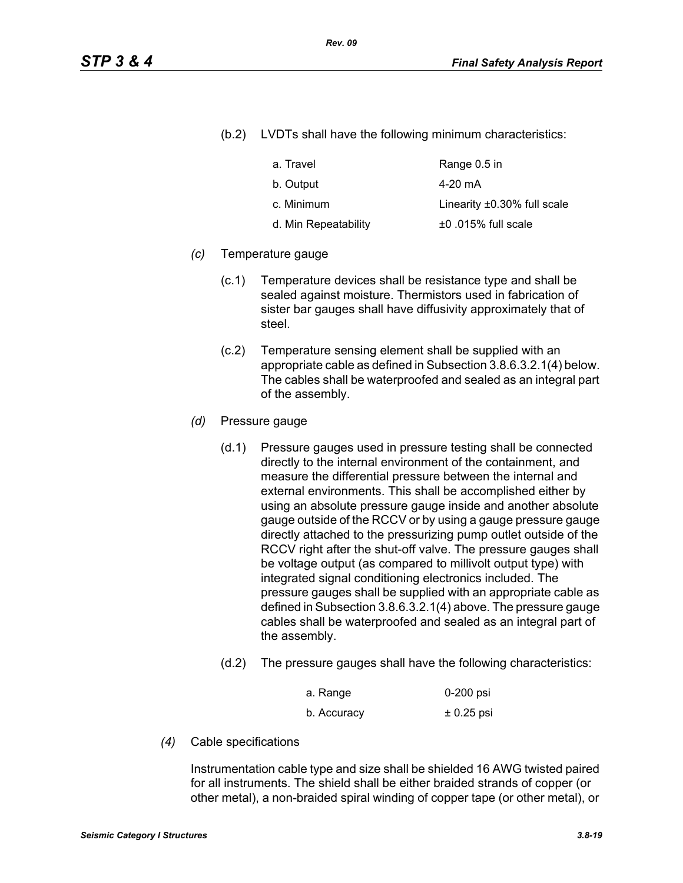(b.2) LVDTs shall have the following minimum characteristics:

| | |
|---|---|
| a. Travel | Range 0.5 in |
| b. Output | 4-20 mA |
| c. Minimum | Linearity ±0.30% full scale |
| d. Min Repeatability | ±0 .015% full scale |

*(c)* Temperature gauge

(c.1) Temperature devices shall be resistance type and shall be sealed against moisture. Thermistors used in fabrication of sister bar gauges shall have diffusivity approximately that of steel.

(c.2) Temperature sensing element shall be supplied with an appropriate cable as defined in Subsection 3.8.6.3.2.1(4) below. The cables shall be waterproofed and sealed as an integral part of the assembly.

*(d)* Pressure gauge

(d.1) Pressure gauges used in pressure testing shall be connected directly to the internal environment of the containment, and measure the differential pressure between the internal and external environments. This shall be accomplished either by using an absolute pressure gauge inside and another absolute gauge outside of the RCCV or by using a gauge pressure gauge directly attached to the pressurizing pump outlet outside of the RCCV right after the shut-off valve. The pressure gauges shall be voltage output (as compared to millivolt output type) with integrated signal conditioning electronics included. The pressure gauges shall be supplied with an appropriate cable as defined in Subsection 3.8.6.3.2.1(4) above. The pressure gauge cables shall be waterproofed and sealed as an integral part of the assembly.

(d.2) The pressure gauges shall have the following characteristics:

| | |
|---|---|
| a. Range | 0-200 psi |
| b. Accuracy | ± 0.25 psi |

*(4)* Cable specifications

Instrumentation cable type and size shall be shielded 16 AWG twisted paired for all instruments. The shield shall be either braided strands of copper (or other metal), a non-braided spiral winding of copper tape (or other metal), or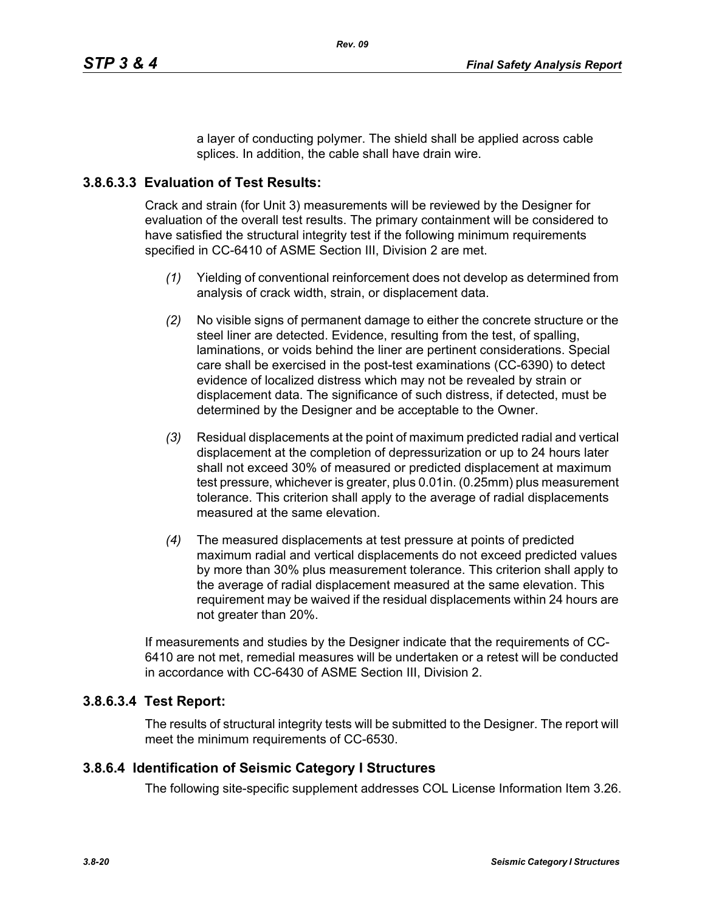a layer of conducting polymer. The shield shall be applied across cable splices. In addition, the cable shall have drain wire.

### 3.8.6.3.3 Evaluation of Test Results:

Crack and strain (for Unit 3) measurements will be reviewed by the Designer for evaluation of the overall test results. The primary containment will be considered to have satisfied the structural integrity test if the following minimum requirements specified in CC-6410 of ASME Section III, Division 2 are met.

*(1)* Yielding of conventional reinforcement does not develop as determined from analysis of crack width, strain, or displacement data.

*(2)* No visible signs of permanent damage to either the concrete structure or the steel liner are detected. Evidence, resulting from the test, of spalling, laminations, or voids behind the liner are pertinent considerations. Special care shall be exercised in the post-test examinations (CC-6390) to detect evidence of localized distress which may not be revealed by strain or displacement data. The significance of such distress, if detected, must be determined by the Designer and be acceptable to the Owner.

*(3)* Residual displacements at the point of maximum predicted radial and vertical displacement at the completion of depressurization or up to 24 hours later shall not exceed 30% of measured or predicted displacement at maximum test pressure, whichever is greater, plus 0.01in. (0.25mm) plus measurement tolerance. This criterion shall apply to the average of radial displacements measured at the same elevation.

*(4)* The measured displacements at test pressure at points of predicted maximum radial and vertical displacements do not exceed predicted values by more than 30% plus measurement tolerance. This criterion shall apply to the average of radial displacement measured at the same elevation. This requirement may be waived if the residual displacements within 24 hours are not greater than 20%.

If measurements and studies by the Designer indicate that the requirements of CC-6410 are not met, remedial measures will be undertaken or a retest will be conducted in accordance with CC-6430 of ASME Section III, Division 2.

### 3.8.6.3.4 Test Report:

The results of structural integrity tests will be submitted to the Designer. The report will meet the minimum requirements of CC-6530.

## 3.8.6.4 Identification of Seismic Category I Structures

The following site-specific supplement addresses COL License Information Item 3.26.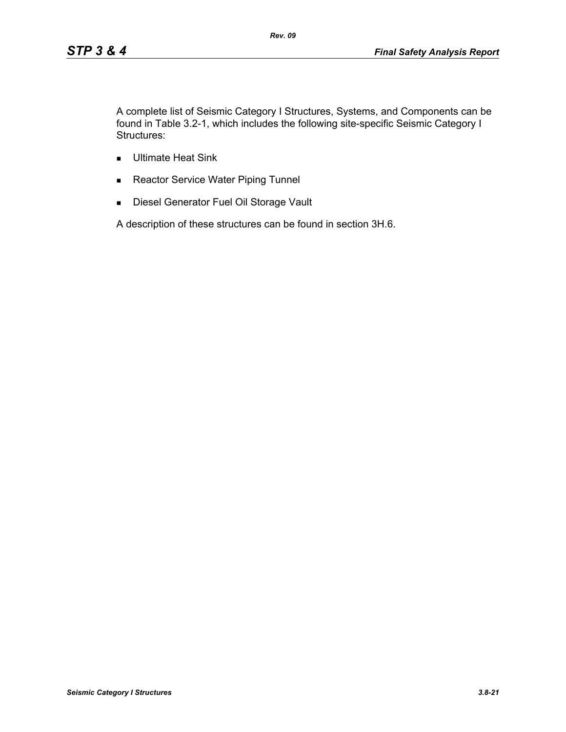A complete list of Seismic Category I Structures, Systems, and Components can be found in Table 3.2-1, which includes the following site-specific Seismic Category I Structures:

- Ultimate Heat Sink
- Reactor Service Water Piping Tunnel
- Diesel Generator Fuel Oil Storage Vault

A description of these structures can be found in section 3H.6.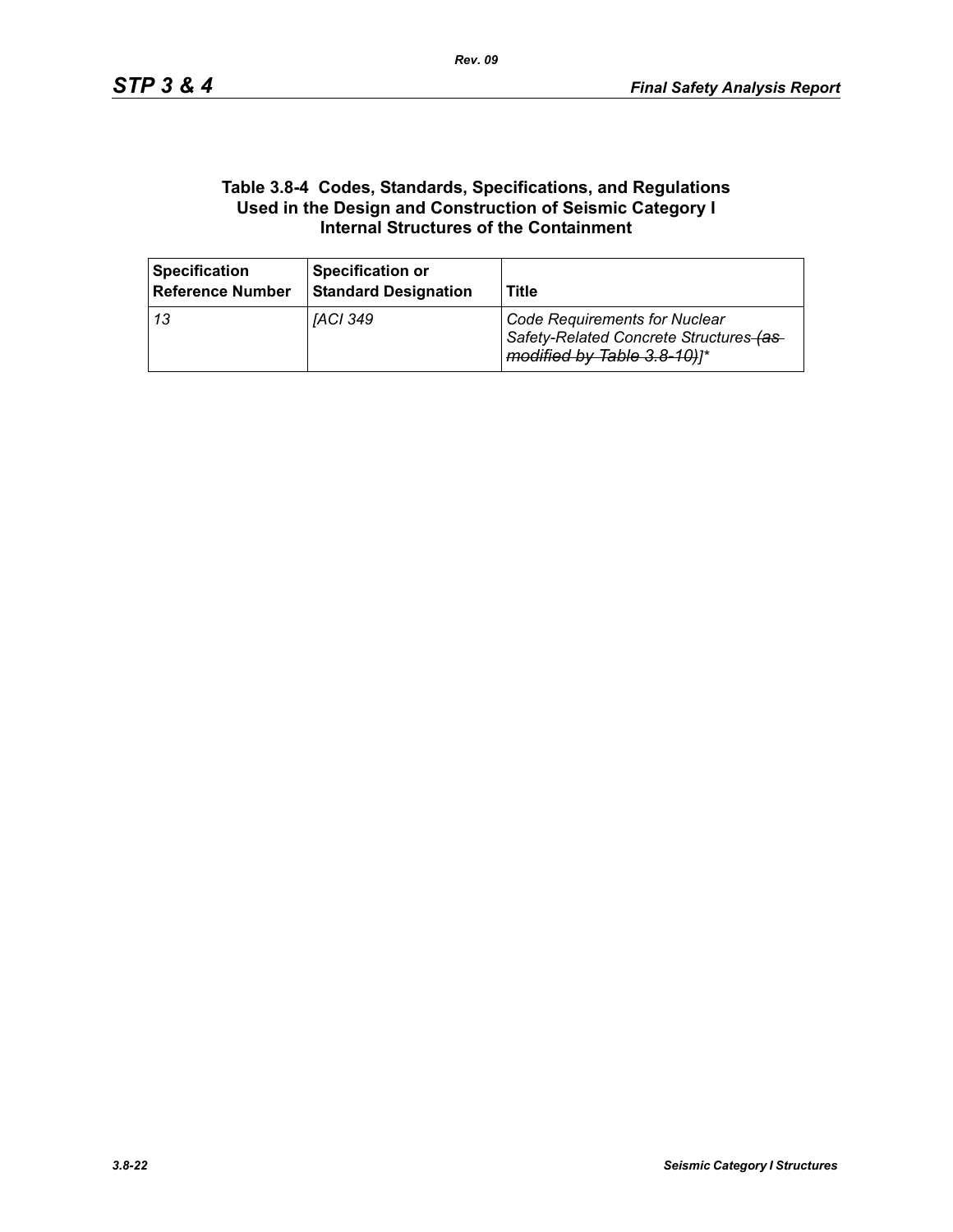**Table 3.8-4 Codes, Standards, Specifications, and Regulations Used in the Design and Construction of Seismic Category I Internal Structures of the Containment**

| Specification Reference Number | Specification or Standard Designation | Title |
|---|---|---|
| *13* | *[ACI 349* | *Code Requirements for Nuclear Safety-Related Concrete Structures ~~(as modified by Table 3.8-10)~~]\** |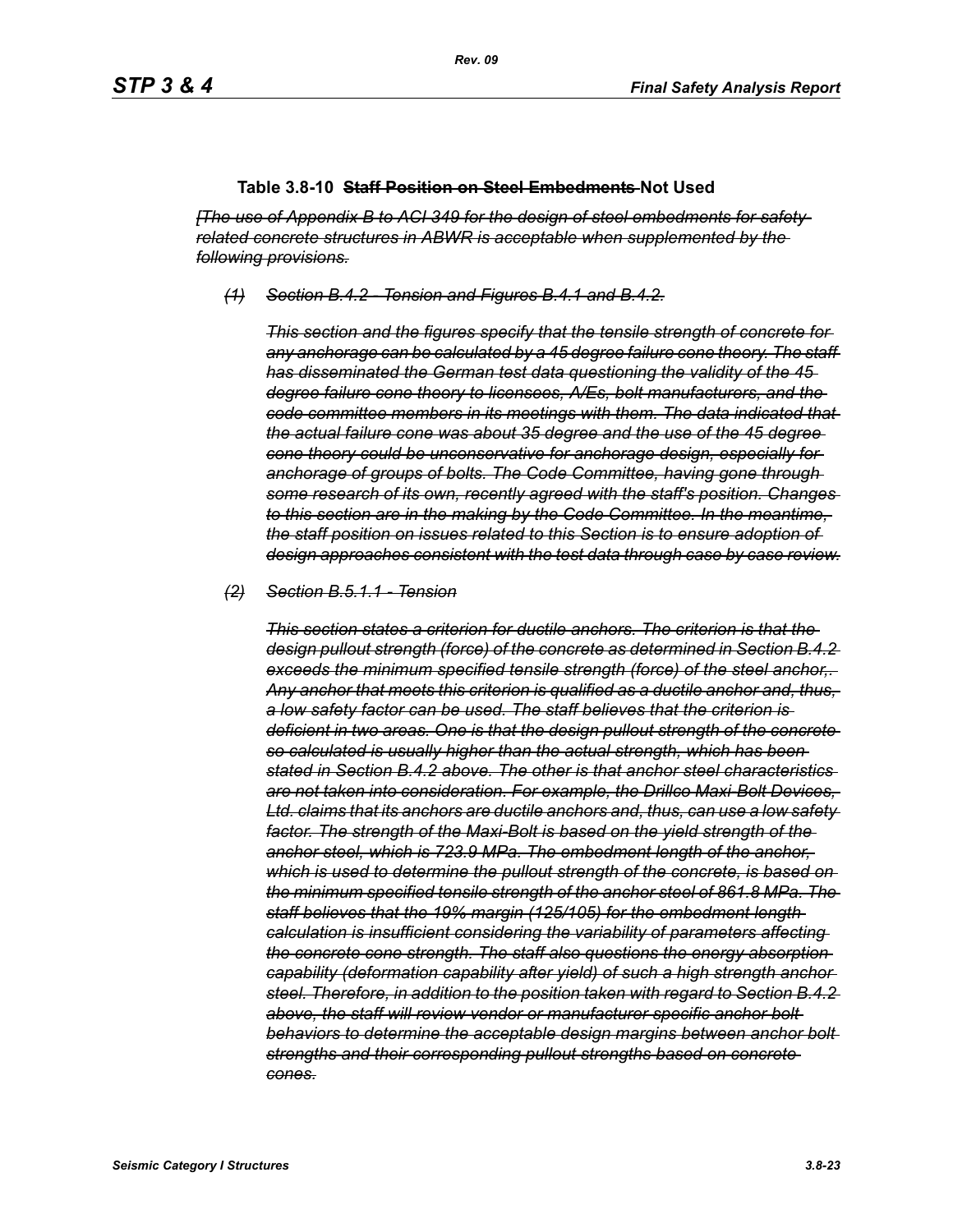### Table 3.8-10 ~~Staff Position on Steel Embedments~~ Not Used

~~*[The use of Appendix B to ACI 349 for the design of steel embedments for safety-related concrete structures in ABWR is acceptable when supplemented by the following provisions.*~~

~~*(1) Section B.4.2 - Tension and Figures B.4.1 and B.4.2.*~~

~~*This section and the figures specify that the tensile strength of concrete for any anchorage can be calculated by a 45 degree failure cone theory. The staff has disseminated the German test data questioning the validity of the 45 degree failure cone theory to licensees, A/Es, bolt manufacturers, and the code committee members in its meetings with them. The data indicated that the actual failure cone was about 35 degree and the use of the 45 degree cone theory could be unconservative for anchorage design, especially for anchorage of groups of bolts. The Code Committee, having gone through some research of its own, recently agreed with the staff's position. Changes to this section are in the making by the Code Committee. In the meantime, the staff position on issues related to this Section is to ensure adoption of design approaches consistent with the test data through case by case review.*~~

~~*(2) Section B.5.1.1 - Tension*~~

~~*This section states a criterion for ductile anchors. The criterion is that the design pullout strength (force) of the concrete as determined in Section B.4.2 exceeds the minimum specified tensile strength (force) of the steel anchor,. Any anchor that meets this criterion is qualified as a ductile anchor and, thus, a low safety factor can be used. The staff believes that the criterion is deficient in two areas. One is that the design pullout strength of the concrete so calculated is usually higher than the actual strength, which has been stated in Section B.4.2 above. The other is that anchor steel characteristics are not taken into consideration. For example, the Drillco Maxi-Bolt Devices, Ltd. claims that its anchors are ductile anchors and, thus, can use a low safety factor. The strength of the Maxi-Bolt is based on the yield strength of the anchor steel, which is 723.9 MPa. The embedment length of the anchor, which is used to determine the pullout strength of the concrete, is based on the minimum specified tensile strength of the anchor steel of 861.8 MPa. The staff believes that the 19% margin (125/105) for the embedment length calculation is insufficient considering the variability of parameters affecting the concrete cone strength. The staff also questions the energy absorption capability (deformation capability after yield) of such a high strength anchor steel. Therefore, in addition to the position taken with regard to Section B.4.2 above, the staff will review vendor or manufacturer specific anchor bolt behaviors to determine the acceptable design margins between anchor bolt strengths and their corresponding pullout strengths based on concrete cones.*~~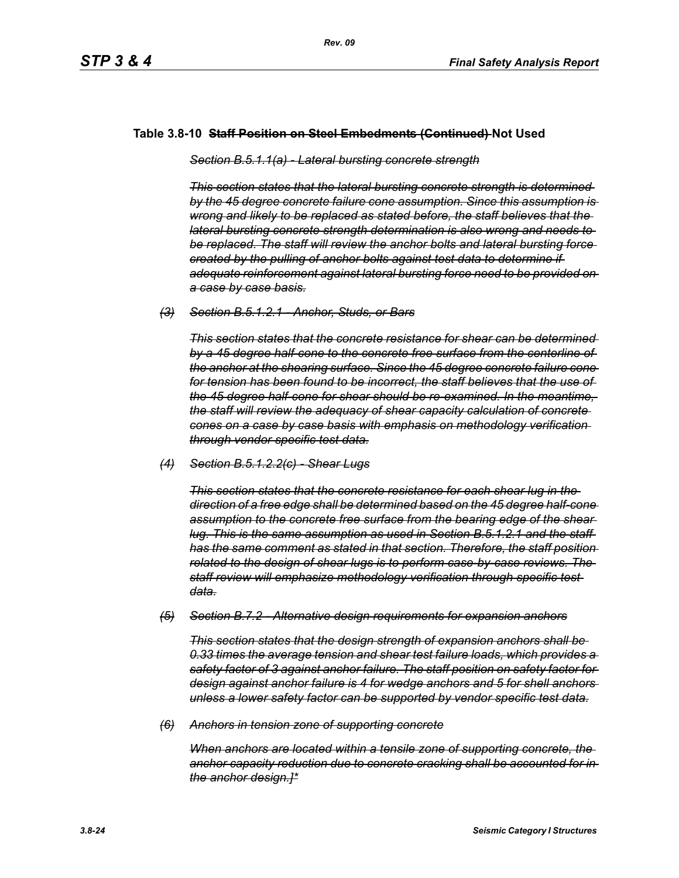**Table 3.8-10 ~~Staff Position on Steel Embedments (Continued)~~ Not Used**

~~*Section B.5.1.1(a) - Lateral bursting concrete strength*~~

~~*This section states that the lateral bursting concrete strength is determined by the 45 degree concrete failure cone assumption. Since this assumption is wrong and likely to be replaced as stated before, the staff believes that the lateral bursting concrete strength determination is also wrong and needs to be replaced. The staff will review the anchor bolts and lateral bursting force created by the pulling of anchor bolts against test data to determine if adequate reinforcement against lateral bursting force need to be provided on a case by case basis.*~~

~~*(3) Section B.5.1.2.1 - Anchor, Studs, or Bars*~~

~~*This section states that the concrete resistance for shear can be determined by a 45 degree half-cone to the concrete free surface from the centerline of the anchor at the shearing surface. Since the 45 degree concrete failure cone for tension has been found to be incorrect, the staff believes that the use of the 45 degree half-cone for shear should be re-examined. In the meantime, the staff will review the adequacy of shear capacity calculation of concrete cones on a case by case basis with emphasis on methodology verification through vendor specific test data.*~~

~~*(4) Section B.5.1.2.2(c) - Shear Lugs*~~

~~*This section states that the concrete resistance for each shear lug in the direction of a free edge shall be determined based on the 45 degree half-cone assumption to the concrete free surface from the bearing edge of the shear lug. This is the same assumption as used in Section B.5.1.2.1 and the staff has the same comment as stated in that section. Therefore, the staff position related to the design of shear lugs is to perform case-by-case reviews. The staff review will emphasize methodology verification through specific test data.*~~

~~*(5) Section B.7.2 - Alternative design requirements for expansion anchors*~~

~~*This section states that the design strength of expansion anchors shall be 0.33 times the average tension and shear test failure loads, which provides a safety factor of 3 against anchor failure. The staff position on safety factor for design against anchor failure is 4 for wedge anchors and 5 for shell anchors unless a lower safety factor can be supported by vendor specific test data.*~~

~~*(6) Anchors in tension zone of supporting concrete*~~

~~*When anchors are located within a tensile zone of supporting concrete, the anchor capacity reduction due to concrete cracking shall be accounted for in the anchor design.]**~~